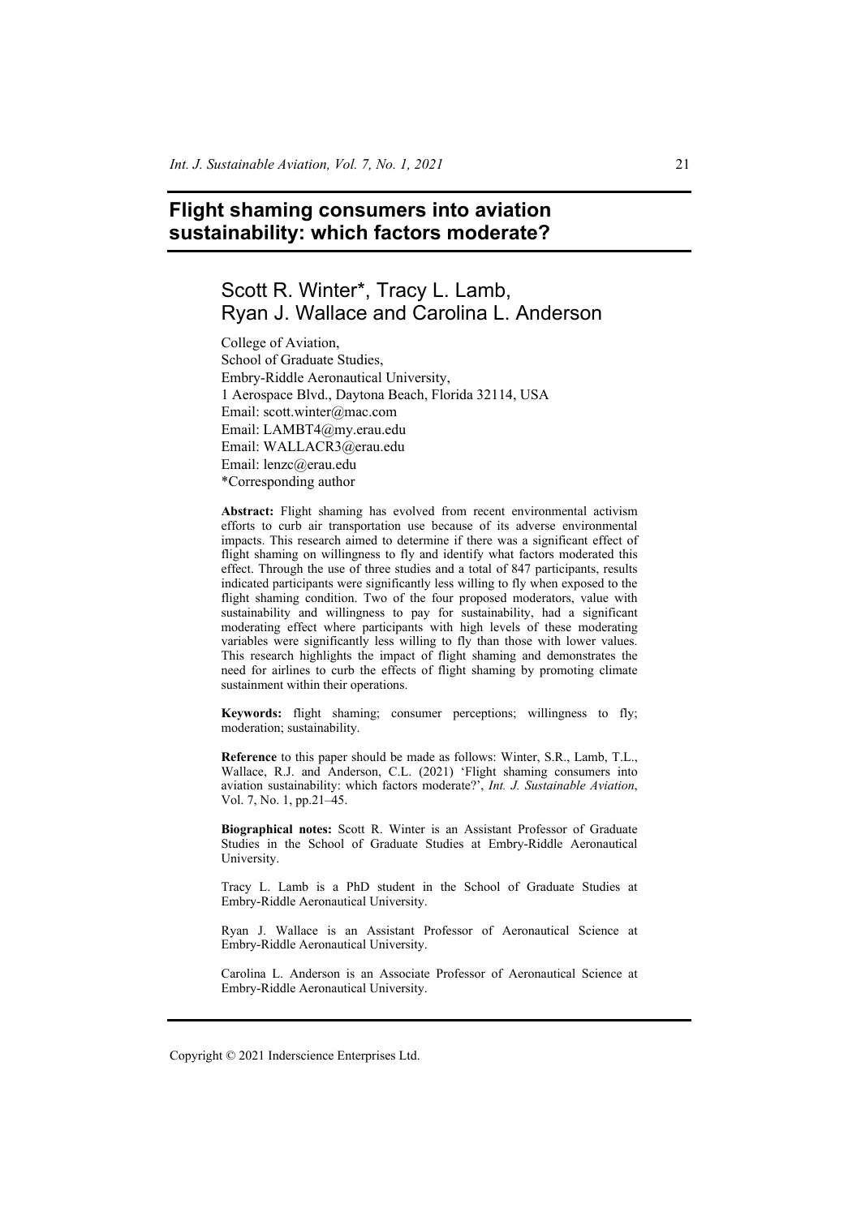# Flight shaming consumers into aviation sustainability: which factors moderate?

## Scott R. Winter*, Tracy L. Lamb, Ryan J. Wallace and Carolina L. Anderson

College of Aviation,
School of Graduate Studies,
Embry-Riddle Aeronautical University,
1 Aerospace Blvd., Daytona Beach, Florida 32114, USA
Email: scott.winter@mac.com
Email: LAMBT4@my.erau.edu
Email: WALLACR3@erau.edu
Email: lenzc@erau.edu
*Corresponding author

**Abstract:** Flight shaming has evolved from recent environmental activism efforts to curb air transportation use because of its adverse environmental impacts. This research aimed to determine if there was a significant effect of flight shaming on willingness to fly and identify what factors moderated this effect. Through the use of three studies and a total of 847 participants, results indicated participants were significantly less willing to fly when exposed to the flight shaming condition. Two of the four proposed moderators, value with sustainability and willingness to pay for sustainability, had a significant moderating effect where participants with high levels of these moderating variables were significantly less willing to fly than those with lower values. This research highlights the impact of flight shaming and demonstrates the need for airlines to curb the effects of flight shaming by promoting climate sustainment within their operations.

**Keywords:** flight shaming; consumer perceptions; willingness to fly; moderation; sustainability.

**Reference** to this paper should be made as follows: Winter, S.R., Lamb, T.L., Wallace, R.J. and Anderson, C.L. (2021) 'Flight shaming consumers into aviation sustainability: which factors moderate?', *Int. J. Sustainable Aviation*, Vol. 7, No. 1, pp.21–45.

**Biographical notes:** Scott R. Winter is an Assistant Professor of Graduate Studies in the School of Graduate Studies at Embry-Riddle Aeronautical University.

Tracy L. Lamb is a PhD student in the School of Graduate Studies at Embry-Riddle Aeronautical University.

Ryan J. Wallace is an Assistant Professor of Aeronautical Science at Embry-Riddle Aeronautical University.

Carolina L. Anderson is an Associate Professor of Aeronautical Science at Embry-Riddle Aeronautical University.

Copyright © 2021 Inderscience Enterprises Ltd.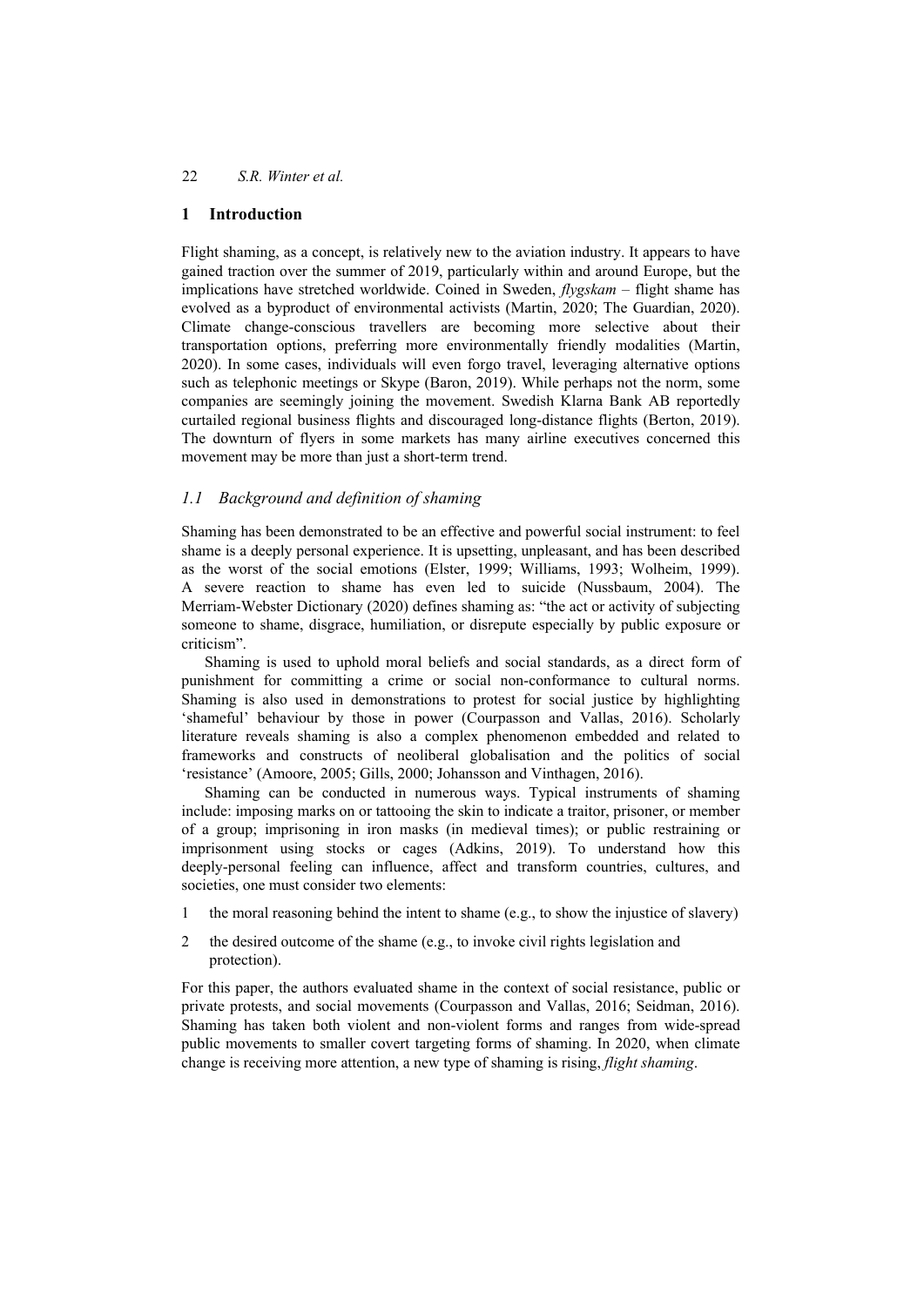## 1 Introduction

Flight shaming, as a concept, is relatively new to the aviation industry. It appears to have gained traction over the summer of 2019, particularly within and around Europe, but the implications have stretched worldwide. Coined in Sweden, *flygskam* – flight shame has evolved as a byproduct of environmental activists (Martin, 2020; The Guardian, 2020). Climate change-conscious travellers are becoming more selective about their transportation options, preferring more environmentally friendly modalities (Martin, 2020). In some cases, individuals will even forgo travel, leveraging alternative options such as telephonic meetings or Skype (Baron, 2019). While perhaps not the norm, some companies are seemingly joining the movement. Swedish Klarna Bank AB reportedly curtailed regional business flights and discouraged long-distance flights (Berton, 2019). The downturn of flyers in some markets has many airline executives concerned this movement may be more than just a short-term trend.

### 1.1 Background and definition of shaming

Shaming has been demonstrated to be an effective and powerful social instrument: to feel shame is a deeply personal experience. It is upsetting, unpleasant, and has been described as the worst of the social emotions (Elster, 1999; Williams, 1993; Wolheim, 1999). A severe reaction to shame has even led to suicide (Nussbaum, 2004). The Merriam-Webster Dictionary (2020) defines shaming as: "the act or activity of subjecting someone to shame, disgrace, humiliation, or disrepute especially by public exposure or criticism".

Shaming is used to uphold moral beliefs and social standards, as a direct form of punishment for committing a crime or social non-conformance to cultural norms. Shaming is also used in demonstrations to protest for social justice by highlighting 'shameful' behaviour by those in power (Courpasson and Vallas, 2016). Scholarly literature reveals shaming is also a complex phenomenon embedded and related to frameworks and constructs of neoliberal globalisation and the politics of social 'resistance' (Amoore, 2005; Gills, 2000; Johansson and Vinthagen, 2016).

Shaming can be conducted in numerous ways. Typical instruments of shaming include: imposing marks on or tattooing the skin to indicate a traitor, prisoner, or member of a group; imprisoning in iron masks (in medieval times); or public restraining or imprisonment using stocks or cages (Adkins, 2019). To understand how this deeply-personal feeling can influence, affect and transform countries, cultures, and societies, one must consider two elements:

1. the moral reasoning behind the intent to shame (e.g., to show the injustice of slavery)
2. the desired outcome of the shame (e.g., to invoke civil rights legislation and protection).

For this paper, the authors evaluated shame in the context of social resistance, public or private protests, and social movements (Courpasson and Vallas, 2016; Seidman, 2016). Shaming has taken both violent and non-violent forms and ranges from wide-spread public movements to smaller covert targeting forms of shaming. In 2020, when climate change is receiving more attention, a new type of shaming is rising, *flight shaming*.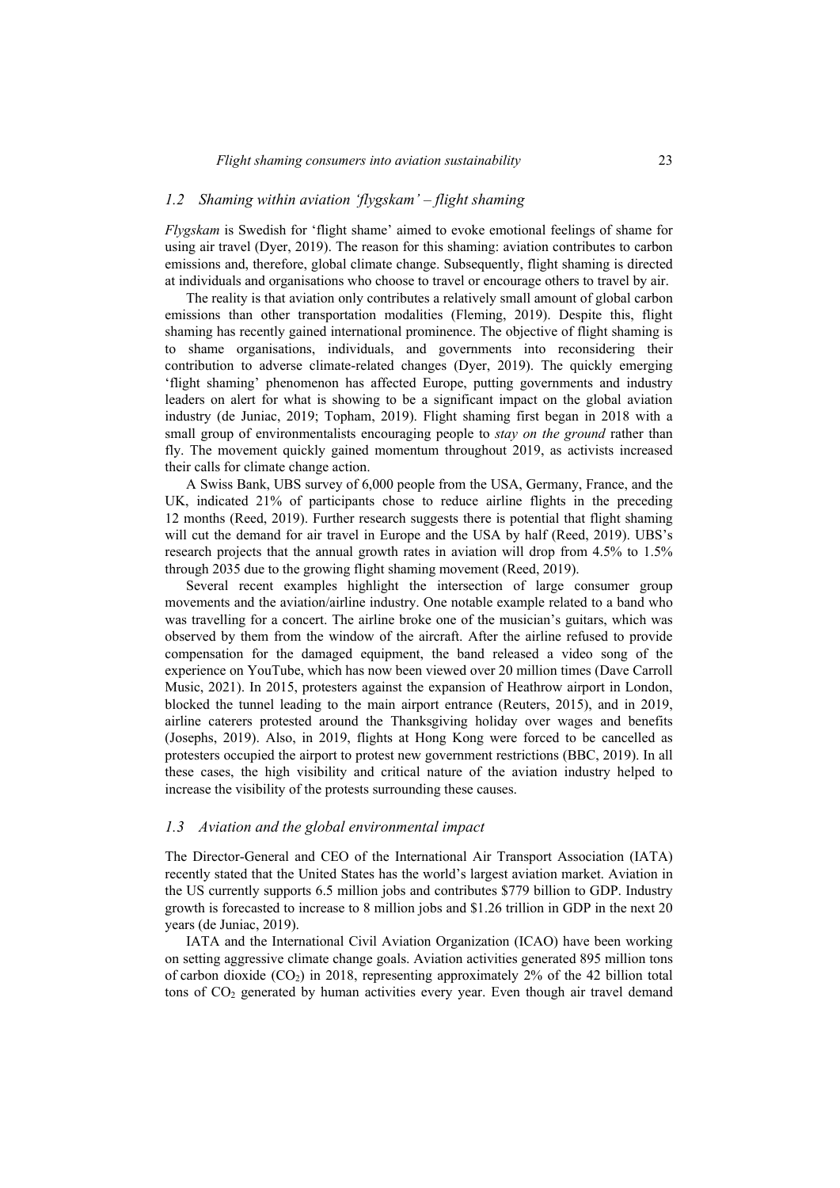### *1.2 Shaming within aviation 'flygskam' – flight shaming*

*Flygskam* is Swedish for 'flight shame' aimed to evoke emotional feelings of shame for using air travel (Dyer, 2019). The reason for this shaming: aviation contributes to carbon emissions and, therefore, global climate change. Subsequently, flight shaming is directed at individuals and organisations who choose to travel or encourage others to travel by air.

The reality is that aviation only contributes a relatively small amount of global carbon emissions than other transportation modalities (Fleming, 2019). Despite this, flight shaming has recently gained international prominence. The objective of flight shaming is to shame organisations, individuals, and governments into reconsidering their contribution to adverse climate-related changes (Dyer, 2019). The quickly emerging 'flight shaming' phenomenon has affected Europe, putting governments and industry leaders on alert for what is showing to be a significant impact on the global aviation industry (de Juniac, 2019; Topham, 2019). Flight shaming first began in 2018 with a small group of environmentalists encouraging people to *stay on the ground* rather than fly. The movement quickly gained momentum throughout 2019, as activists increased their calls for climate change action.

A Swiss Bank, UBS survey of 6,000 people from the USA, Germany, France, and the UK, indicated 21% of participants chose to reduce airline flights in the preceding 12 months (Reed, 2019). Further research suggests there is potential that flight shaming will cut the demand for air travel in Europe and the USA by half (Reed, 2019). UBS's research projects that the annual growth rates in aviation will drop from 4.5% to 1.5% through 2035 due to the growing flight shaming movement (Reed, 2019).

Several recent examples highlight the intersection of large consumer group movements and the aviation/airline industry. One notable example related to a band who was travelling for a concert. The airline broke one of the musician's guitars, which was observed by them from the window of the aircraft. After the airline refused to provide compensation for the damaged equipment, the band released a video song of the experience on YouTube, which has now been viewed over 20 million times (Dave Carroll Music, 2021). In 2015, protesters against the expansion of Heathrow airport in London, blocked the tunnel leading to the main airport entrance (Reuters, 2015), and in 2019, airline caterers protested around the Thanksgiving holiday over wages and benefits (Josephs, 2019). Also, in 2019, flights at Hong Kong were forced to be cancelled as protesters occupied the airport to protest new government restrictions (BBC, 2019). In all these cases, the high visibility and critical nature of the aviation industry helped to increase the visibility of the protests surrounding these causes.

### *1.3 Aviation and the global environmental impact*

The Director-General and CEO of the International Air Transport Association (IATA) recently stated that the United States has the world's largest aviation market. Aviation in the US currently supports 6.5 million jobs and contributes $779 billion to GDP. Industry growth is forecasted to increase to 8 million jobs and $1.26 trillion in GDP in the next 20 years (de Juniac, 2019).

IATA and the International Civil Aviation Organization (ICAO) have been working on setting aggressive climate change goals. Aviation activities generated 895 million tons of carbon dioxide ($CO_2$) in 2018, representing approximately 2% of the 42 billion total tons of $CO_2$ generated by human activities every year. Even though air travel demand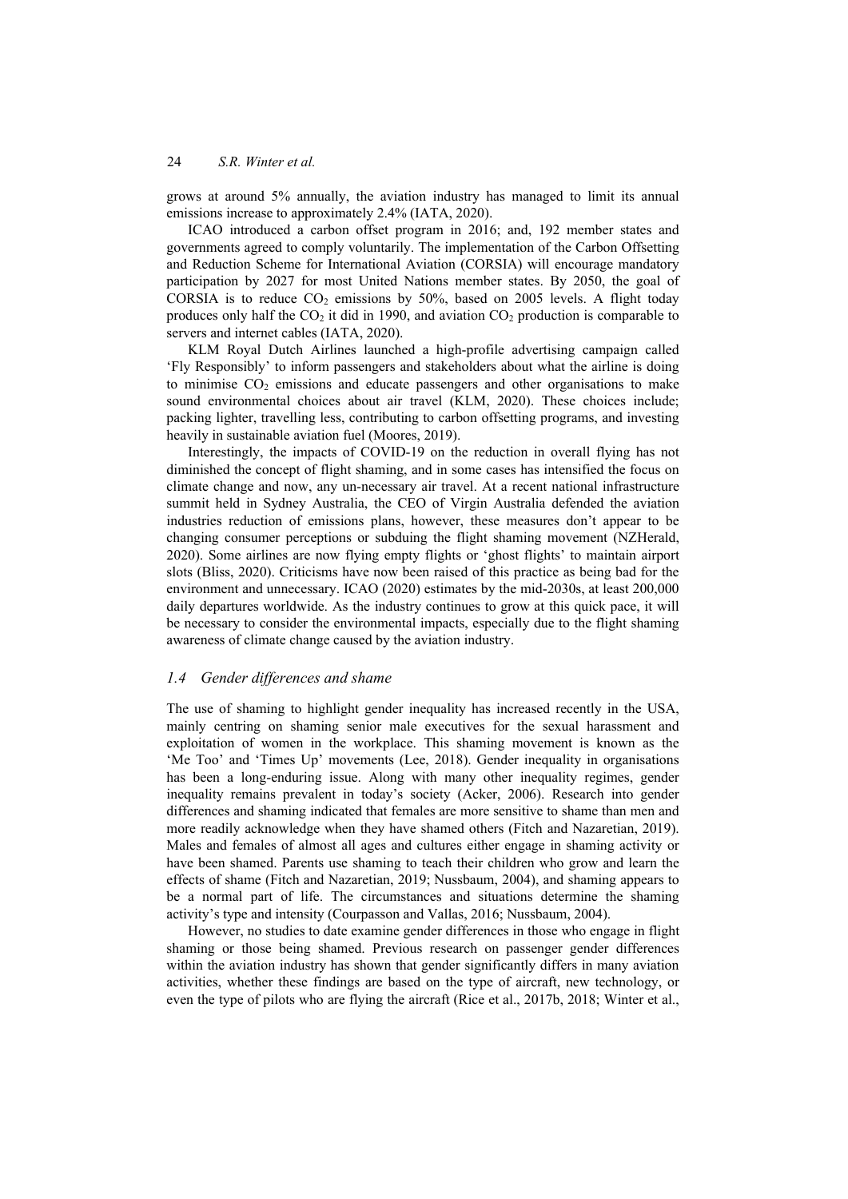grows at around 5% annually, the aviation industry has managed to limit its annual emissions increase to approximately 2.4% (IATA, 2020).

ICAO introduced a carbon offset program in 2016; and, 192 member states and governments agreed to comply voluntarily. The implementation of the Carbon Offsetting and Reduction Scheme for International Aviation (CORSIA) will encourage mandatory participation by 2027 for most United Nations member states. By 2050, the goal of CORSIA is to reduce $CO_2$ emissions by 50%, based on 2005 levels. A flight today produces only half the $CO_2$ it did in 1990, and aviation $CO_2$ production is comparable to servers and internet cables (IATA, 2020).

KLM Royal Dutch Airlines launched a high-profile advertising campaign called 'Fly Responsibly' to inform passengers and stakeholders about what the airline is doing to minimise $CO_2$ emissions and educate passengers and other organisations to make sound environmental choices about air travel (KLM, 2020). These choices include; packing lighter, travelling less, contributing to carbon offsetting programs, and investing heavily in sustainable aviation fuel (Moores, 2019).

Interestingly, the impacts of COVID-19 on the reduction in overall flying has not diminished the concept of flight shaming, and in some cases has intensified the focus on climate change and now, any un-necessary air travel. At a recent national infrastructure summit held in Sydney Australia, the CEO of Virgin Australia defended the aviation industries reduction of emissions plans, however, these measures don't appear to be changing consumer perceptions or subduing the flight shaming movement (NZHerald, 2020). Some airlines are now flying empty flights or 'ghost flights' to maintain airport slots (Bliss, 2020). Criticisms have now been raised of this practice as being bad for the environment and unnecessary. ICAO (2020) estimates by the mid-2030s, at least 200,000 daily departures worldwide. As the industry continues to grow at this quick pace, it will be necessary to consider the environmental impacts, especially due to the flight shaming awareness of climate change caused by the aviation industry.

### *1.4 Gender differences and shame*

The use of shaming to highlight gender inequality has increased recently in the USA, mainly centring on shaming senior male executives for the sexual harassment and exploitation of women in the workplace. This shaming movement is known as the 'Me Too' and 'Times Up' movements (Lee, 2018). Gender inequality in organisations has been a long-enduring issue. Along with many other inequality regimes, gender inequality remains prevalent in today's society (Acker, 2006). Research into gender differences and shaming indicated that females are more sensitive to shame than men and more readily acknowledge when they have shamed others (Fitch and Nazaretian, 2019). Males and females of almost all ages and cultures either engage in shaming activity or have been shamed. Parents use shaming to teach their children who grow and learn the effects of shame (Fitch and Nazaretian, 2019; Nussbaum, 2004), and shaming appears to be a normal part of life. The circumstances and situations determine the shaming activity's type and intensity (Courpasson and Vallas, 2016; Nussbaum, 2004).

However, no studies to date examine gender differences in those who engage in flight shaming or those being shamed. Previous research on passenger gender differences within the aviation industry has shown that gender significantly differs in many aviation activities, whether these findings are based on the type of aircraft, new technology, or even the type of pilots who are flying the aircraft (Rice et al., 2017b, 2018; Winter et al.,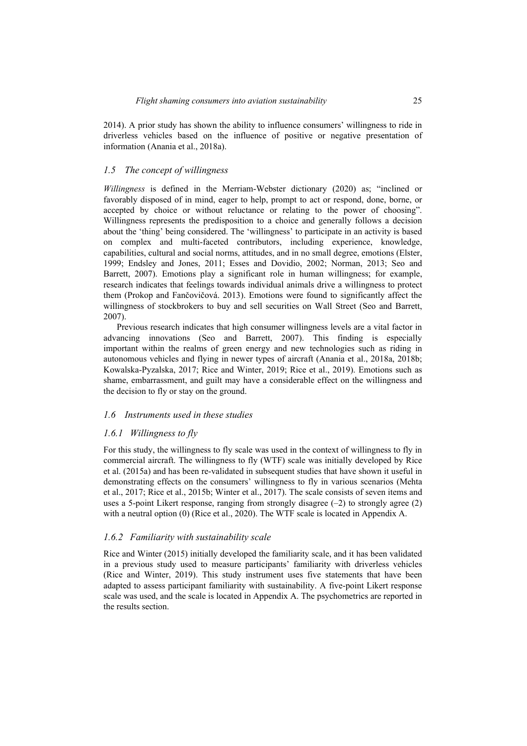2014). A prior study has shown the ability to influence consumers' willingness to ride in driverless vehicles based on the influence of positive or negative presentation of information (Anania et al., 2018a).

### *1.5 The concept of willingness*

*Willingness* is defined in the Merriam-Webster dictionary (2020) as; "inclined or favorably disposed of in mind, eager to help, prompt to act or respond, done, borne, or accepted by choice or without reluctance or relating to the power of choosing". Willingness represents the predisposition to a choice and generally follows a decision about the 'thing' being considered. The 'willingness' to participate in an activity is based on complex and multi-faceted contributors, including experience, knowledge, capabilities, cultural and social norms, attitudes, and in no small degree, emotions (Elster, 1999; Endsley and Jones, 2011; Esses and Dovidio, 2002; Norman, 2013; Seo and Barrett, 2007). Emotions play a significant role in human willingness; for example, research indicates that feelings towards individual animals drive a willingness to protect them (Prokop and Fančovičová. 2013). Emotions were found to significantly affect the willingness of stockbrokers to buy and sell securities on Wall Street (Seo and Barrett, 2007).

Previous research indicates that high consumer willingness levels are a vital factor in advancing innovations (Seo and Barrett, 2007). This finding is especially important within the realms of green energy and new technologies such as riding in autonomous vehicles and flying in newer types of aircraft (Anania et al., 2018a, 2018b; Kowalska-Pyzalska, 2017; Rice and Winter, 2019; Rice et al., 2019). Emotions such as shame, embarrassment, and guilt may have a considerable effect on the willingness and the decision to fly or stay on the ground.

### *1.6 Instruments used in these studies*

#### *1.6.1 Willingness to fly*

For this study, the willingness to fly scale was used in the context of willingness to fly in commercial aircraft. The willingness to fly (WTF) scale was initially developed by Rice et al. (2015a) and has been re-validated in subsequent studies that have shown it useful in demonstrating effects on the consumers' willingness to fly in various scenarios (Mehta et al., 2017; Rice et al., 2015b; Winter et al., 2017). The scale consists of seven items and uses a 5-point Likert response, ranging from strongly disagree (–2) to strongly agree (2) with a neutral option (0) (Rice et al., 2020). The WTF scale is located in Appendix A.

#### *1.6.2 Familiarity with sustainability scale*

Rice and Winter (2015) initially developed the familiarity scale, and it has been validated in a previous study used to measure participants' familiarity with driverless vehicles (Rice and Winter, 2019). This study instrument uses five statements that have been adapted to assess participant familiarity with sustainability. A five-point Likert response scale was used, and the scale is located in Appendix A. The psychometrics are reported in the results section.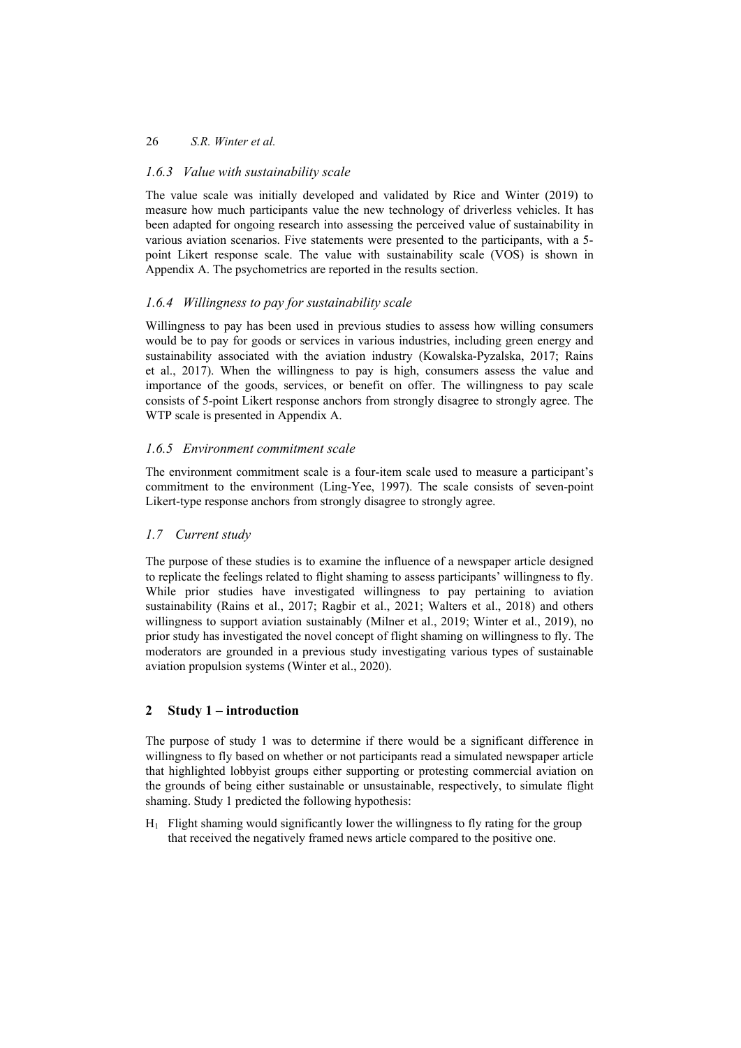### *1.6.3 Value with sustainability scale*

The value scale was initially developed and validated by Rice and Winter (2019) to measure how much participants value the new technology of driverless vehicles. It has been adapted for ongoing research into assessing the perceived value of sustainability in various aviation scenarios. Five statements were presented to the participants, with a 5-point Likert response scale. The value with sustainability scale (VOS) is shown in Appendix A. The psychometrics are reported in the results section.

### *1.6.4 Willingness to pay for sustainability scale*

Willingness to pay has been used in previous studies to assess how willing consumers would be to pay for goods or services in various industries, including green energy and sustainability associated with the aviation industry (Kowalska-Pyzalska, 2017; Rains et al., 2017). When the willingness to pay is high, consumers assess the value and importance of the goods, services, or benefit on offer. The willingness to pay scale consists of 5-point Likert response anchors from strongly disagree to strongly agree. The WTP scale is presented in Appendix A.

### *1.6.5 Environment commitment scale*

The environment commitment scale is a four-item scale used to measure a participant's commitment to the environment (Ling-Yee, 1997). The scale consists of seven-point Likert-type response anchors from strongly disagree to strongly agree.

## *1.7 Current study*

The purpose of these studies is to examine the influence of a newspaper article designed to replicate the feelings related to flight shaming to assess participants' willingness to fly. While prior studies have investigated willingness to pay pertaining to aviation sustainability (Rains et al., 2017; Ragbir et al., 2021; Walters et al., 2018) and others willingness to support aviation sustainably (Milner et al., 2019; Winter et al., 2019), no prior study has investigated the novel concept of flight shaming on willingness to fly. The moderators are grounded in a previous study investigating various types of sustainable aviation propulsion systems (Winter et al., 2020).

# **2 Study 1 – introduction**

The purpose of study 1 was to determine if there would be a significant difference in willingness to fly based on whether or not participants read a simulated newspaper article that highlighted lobbyist groups either supporting or protesting commercial aviation on the grounds of being either sustainable or unsustainable, respectively, to simulate flight shaming. Study 1 predicted the following hypothesis:

$H_1$ Flight shaming would significantly lower the willingness to fly rating for the group that received the negatively framed news article compared to the positive one.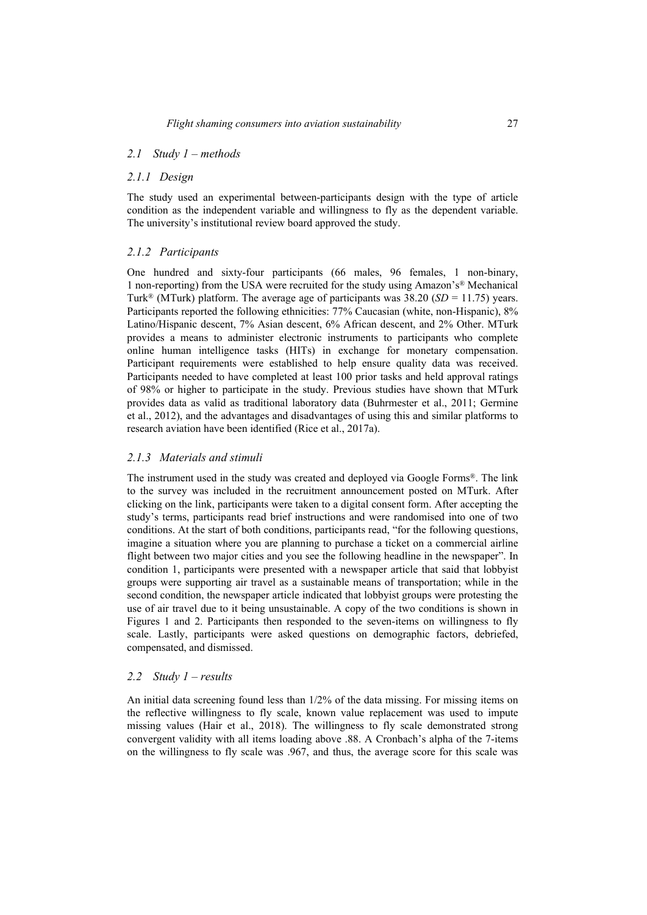## 2.1 *Study 1 – methods*

### 2.1.1 *Design*

The study used an experimental between-participants design with the type of article condition as the independent variable and willingness to fly as the dependent variable. The university's institutional review board approved the study.

### 2.1.2 *Participants*

One hundred and sixty-four participants (66 males, 96 females, 1 non-binary, 1 non-reporting) from the USA were recruited for the study using Amazon's® Mechanical Turk® (MTurk) platform. The average age of participants was 38.20 (*SD* = 11.75) years. Participants reported the following ethnicities: 77% Caucasian (white, non-Hispanic), 8% Latino/Hispanic descent, 7% Asian descent, 6% African descent, and 2% Other. MTurk provides a means to administer electronic instruments to participants who complete online human intelligence tasks (HITs) in exchange for monetary compensation. Participant requirements were established to help ensure quality data was received. Participants needed to have completed at least 100 prior tasks and held approval ratings of 98% or higher to participate in the study. Previous studies have shown that MTurk provides data as valid as traditional laboratory data (Buhrmester et al., 2011; Germine et al., 2012), and the advantages and disadvantages of using this and similar platforms to research aviation have been identified (Rice et al., 2017a).

### 2.1.3 *Materials and stimuli*

The instrument used in the study was created and deployed via Google Forms®. The link to the survey was included in the recruitment announcement posted on MTurk. After clicking on the link, participants were taken to a digital consent form. After accepting the study's terms, participants read brief instructions and were randomised into one of two conditions. At the start of both conditions, participants read, "for the following questions, imagine a situation where you are planning to purchase a ticket on a commercial airline flight between two major cities and you see the following headline in the newspaper". In condition 1, participants were presented with a newspaper article that said that lobbyist groups were supporting air travel as a sustainable means of transportation; while in the second condition, the newspaper article indicated that lobbyist groups were protesting the use of air travel due to it being unsustainable. A copy of the two conditions is shown in Figures 1 and 2. Participants then responded to the seven-items on willingness to fly scale. Lastly, participants were asked questions on demographic factors, debriefed, compensated, and dismissed.

## 2.2 *Study 1 – results*

An initial data screening found less than 1/2% of the data missing. For missing items on the reflective willingness to fly scale, known value replacement was used to impute missing values (Hair et al., 2018). The willingness to fly scale demonstrated strong convergent validity with all items loading above .88. A Cronbach's alpha of the 7-items on the willingness to fly scale was .967, and thus, the average score for this scale was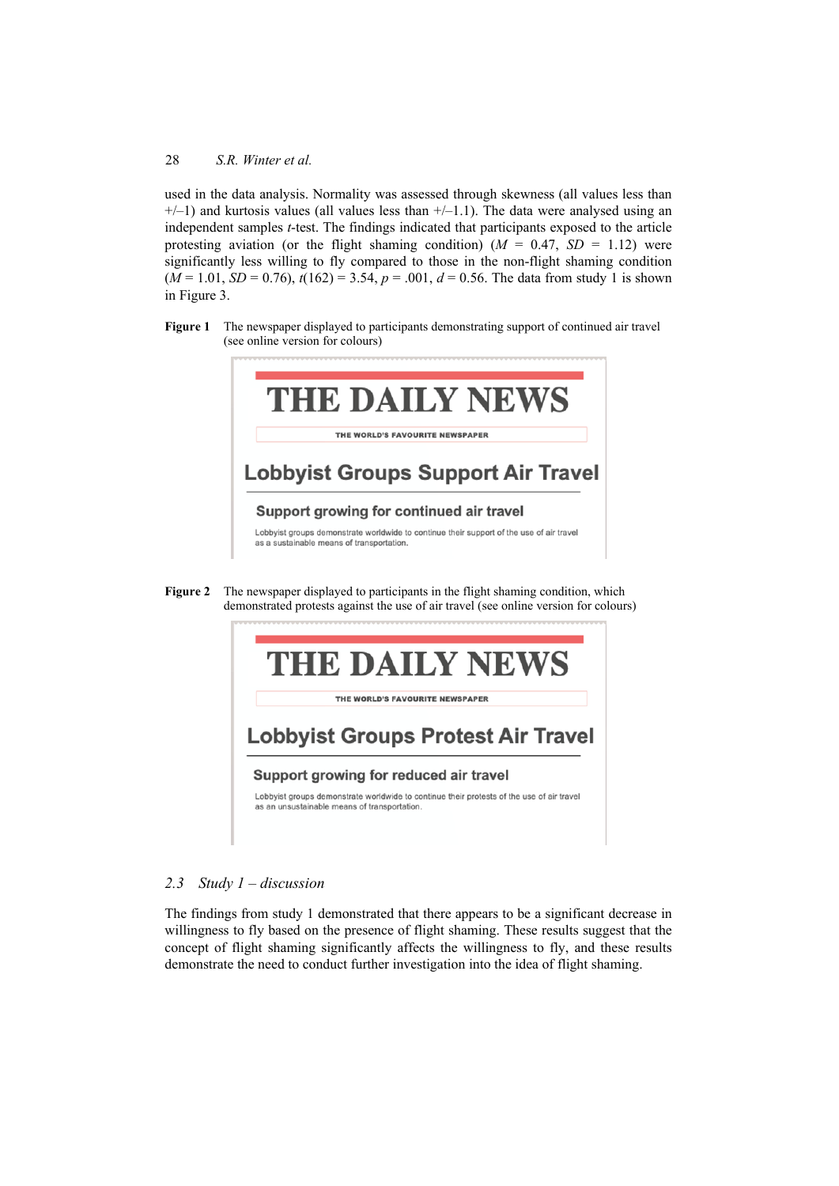used in the data analysis. Normality was assessed through skewness (all values less than +/–1) and kurtosis values (all values less than +/–1.1). The data were analysed using an independent samples *t*-test. The findings indicated that participants exposed to the article protesting aviation (or the flight shaming condition) ($M$ = 0.47, $SD$ = 1.12) were significantly less willing to fly compared to those in the non-flight shaming condition ($M$ = 1.01, $SD$ = 0.76), $t(162) = 3.54$, $p = .001$, $d = 0.56$. The data from study 1 is shown in Figure 3.

**Figure 1** The newspaper displayed to participants demonstrating support of continued air travel (see online version for colours)

**Figure 2** The newspaper displayed to participants in the flight shaming condition, which demonstrated protests against the use of air travel (see online version for colours)

### 2.3 Study 1 – discussion

The findings from study 1 demonstrated that there appears to be a significant decrease in willingness to fly based on the presence of flight shaming. These results suggest that the concept of flight shaming significantly affects the willingness to fly, and these results demonstrate the need to conduct further investigation into the idea of flight shaming.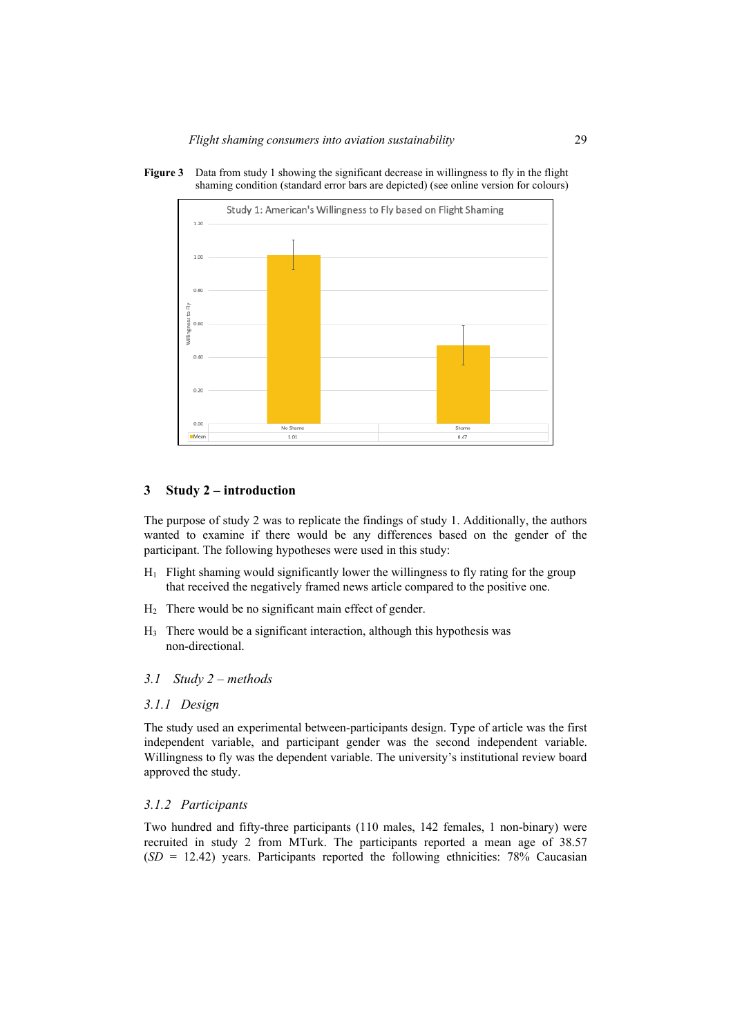**Figure 3** Data from study 1 showing the significant decrease in willingness to fly in the flight shaming condition (standard error bars are depicted) (see online version for colours)

## 3 Study 2 – introduction

The purpose of study 2 was to replicate the findings of study 1. Additionally, the authors wanted to examine if there would be any differences based on the gender of the participant. The following hypotheses were used in this study:

- $H_1$ Flight shaming would significantly lower the willingness to fly rating for the group that received the negatively framed news article compared to the positive one.
- $H_2$ There would be no significant main effect of gender.
- $H_3$ There would be a significant interaction, although this hypothesis was non-directional.

### *3.1 Study 2 – methods*

#### *3.1.1 Design*

The study used an experimental between-participants design. Type of article was the first independent variable, and participant gender was the second independent variable. Willingness to fly was the dependent variable. The university's institutional review board approved the study.

#### *3.1.2 Participants*

Two hundred and fifty-three participants (110 males, 142 females, 1 non-binary) were recruited in study 2 from MTurk. The participants reported a mean age of 38.57 (*SD* = 12.42) years. Participants reported the following ethnicities: 78% Caucasian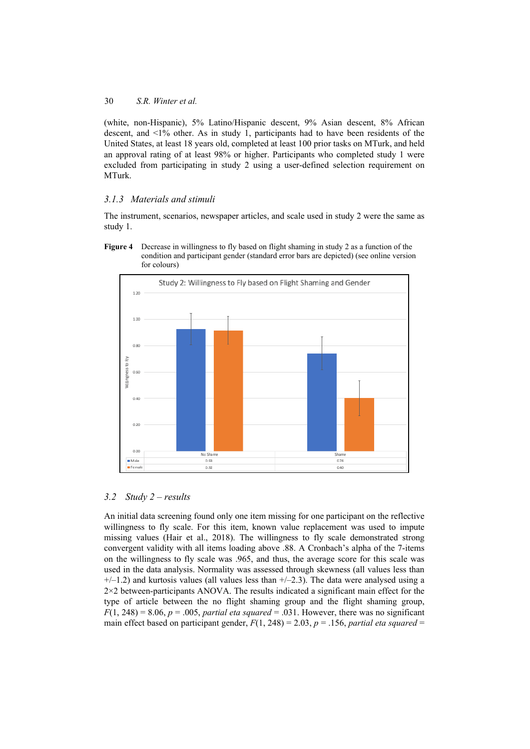(white, non-Hispanic), 5% Latino/Hispanic descent, 9% Asian descent, 8% African descent, and <1% other. As in study 1, participants had to have been residents of the United States, at least 18 years old, completed at least 100 prior tasks on MTurk, and held an approval rating of at least 98% or higher. Participants who completed study 1 were excluded from participating in study 2 using a user-defined selection requirement on MTurk.

### *3.1.3 Materials and stimuli*

The instrument, scenarios, newspaper articles, and scale used in study 2 were the same as study 1.

**Figure 4** Decrease in willingness to fly based on flight shaming in study 2 as a function of the condition and participant gender (standard error bars are depicted) (see online version for colours)

|  | No Shame | Shame |
|---|---|---|
| Male | 0.93 | 0.74 |
| Female | 0.92 | 0.40 |

## *3.2 Study 2 – results*

An initial data screening found only one item missing for one participant on the reflective willingness to fly scale. For this item, known value replacement was used to impute missing values (Hair et al., 2018). The willingness to fly scale demonstrated strong convergent validity with all items loading above .88. A Cronbach's alpha of the 7-items on the willingness to fly scale was .965, and thus, the average score for this scale was used in the data analysis. Normality was assessed through skewness (all values less than +/–1.2) and kurtosis values (all values less than +/–2.3). The data were analysed using a 2×2 between-participants ANOVA. The results indicated a significant main effect for the type of article between the no flight shaming group and the flight shaming group, $F(1, 248) = 8.06$, $p = .005$, *partial eta squared* = .031. However, there was no significant main effect based on participant gender, $F(1, 248) = 2.03$, $p = .156$, *partial eta squared* =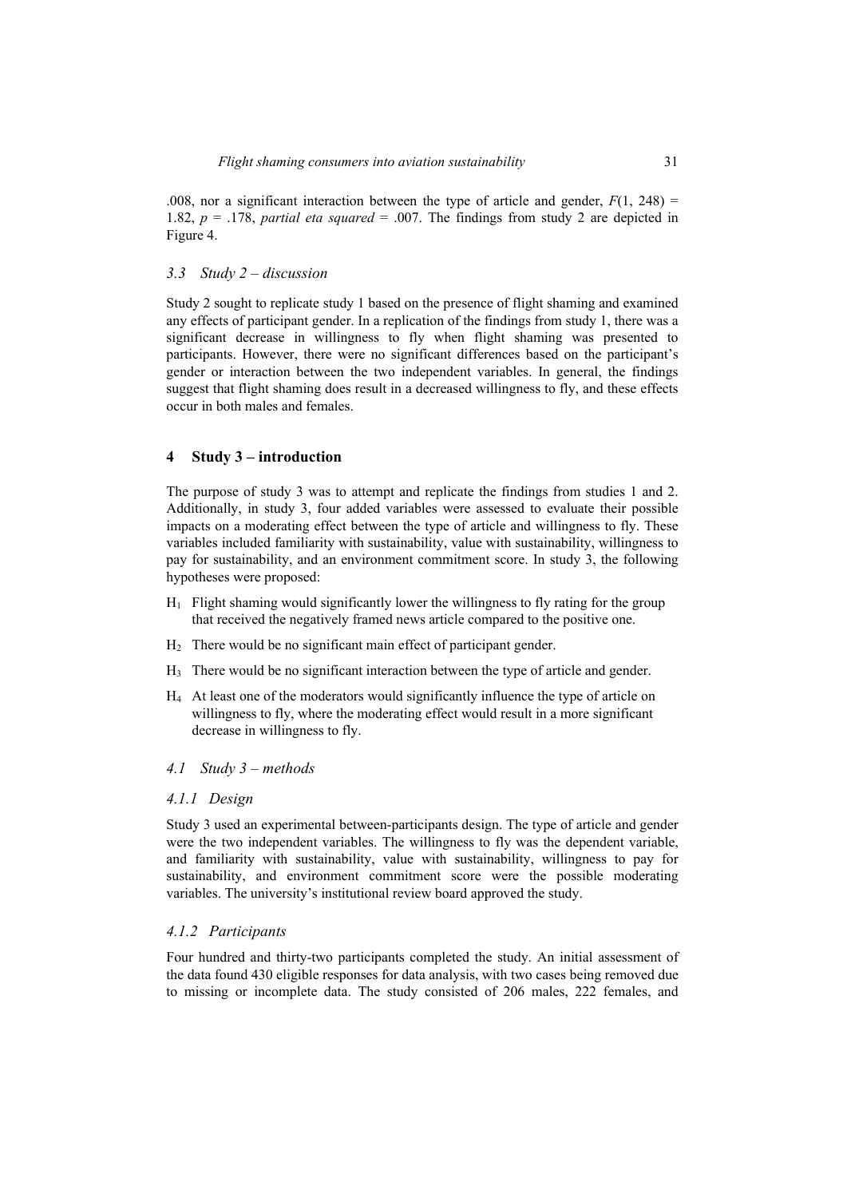.008, nor a significant interaction between the type of article and gender, $F(1, 248) = 1.82$, $p = .178$, *partial eta squared* = .007. The findings from study 2 are depicted in Figure 4.

### 3.3 Study 2 – discussion

Study 2 sought to replicate study 1 based on the presence of flight shaming and examined any effects of participant gender. In a replication of the findings from study 1, there was a significant decrease in willingness to fly when flight shaming was presented to participants. However, there were no significant differences based on the participant's gender or interaction between the two independent variables. In general, the findings suggest that flight shaming does result in a decreased willingness to fly, and these effects occur in both males and females.

## 4 Study 3 – introduction

The purpose of study 3 was to attempt and replicate the findings from studies 1 and 2. Additionally, in study 3, four added variables were assessed to evaluate their possible impacts on a moderating effect between the type of article and willingness to fly. These variables included familiarity with sustainability, value with sustainability, willingness to pay for sustainability, and an environment commitment score. In study 3, the following hypotheses were proposed:

- $H_1$ Flight shaming would significantly lower the willingness to fly rating for the group that received the negatively framed news article compared to the positive one.
- $H_2$ There would be no significant main effect of participant gender.
- $H_3$ There would be no significant interaction between the type of article and gender.
- $H_4$ At least one of the moderators would significantly influence the type of article on willingness to fly, where the moderating effect would result in a more significant decrease in willingness to fly.

### 4.1 Study 3 – methods

#### 4.1.1 Design

Study 3 used an experimental between-participants design. The type of article and gender were the two independent variables. The willingness to fly was the dependent variable, and familiarity with sustainability, value with sustainability, willingness to pay for sustainability, and environment commitment score were the possible moderating variables. The university's institutional review board approved the study.

#### 4.1.2 Participants

Four hundred and thirty-two participants completed the study. An initial assessment of the data found 430 eligible responses for data analysis, with two cases being removed due to missing or incomplete data. The study consisted of 206 males, 222 females, and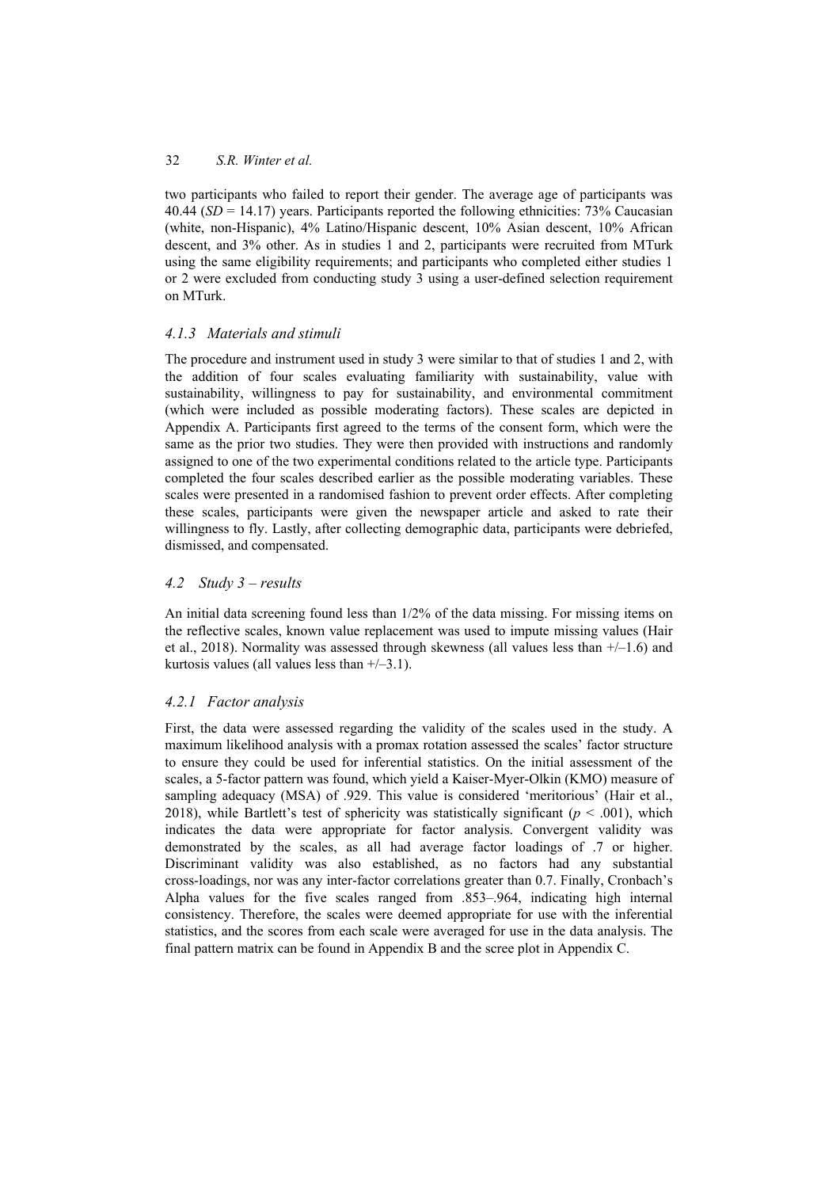two participants who failed to report their gender. The average age of participants was 40.44 ($SD$ = 14.17) years. Participants reported the following ethnicities: 73% Caucasian (white, non-Hispanic), 4% Latino/Hispanic descent, 10% Asian descent, 10% African descent, and 3% other. As in studies 1 and 2, participants were recruited from MTurk using the same eligibility requirements; and participants who completed either studies 1 or 2 were excluded from conducting study 3 using a user-defined selection requirement on MTurk.

### 4.1.3 Materials and stimuli

The procedure and instrument used in study 3 were similar to that of studies 1 and 2, with the addition of four scales evaluating familiarity with sustainability, value with sustainability, willingness to pay for sustainability, and environmental commitment (which were included as possible moderating factors). These scales are depicted in Appendix A. Participants first agreed to the terms of the consent form, which were the same as the prior two studies. They were then provided with instructions and randomly assigned to one of the two experimental conditions related to the article type. Participants completed the four scales described earlier as the possible moderating variables. These scales were presented in a randomised fashion to prevent order effects. After completing these scales, participants were given the newspaper article and asked to rate their willingness to fly. Lastly, after collecting demographic data, participants were debriefed, dismissed, and compensated.

## 4.2 Study 3 – results

An initial data screening found less than 1/2% of the data missing. For missing items on the reflective scales, known value replacement was used to impute missing values (Hair et al., 2018). Normality was assessed through skewness (all values less than +/–1.6) and kurtosis values (all values less than +/–3.1).

### 4.2.1 Factor analysis

First, the data were assessed regarding the validity of the scales used in the study. A maximum likelihood analysis with a promax rotation assessed the scales' factor structure to ensure they could be used for inferential statistics. On the initial assessment of the scales, a 5-factor pattern was found, which yield a Kaiser-Myer-Olkin (KMO) measure of sampling adequacy (MSA) of .929. This value is considered 'meritorious' (Hair et al., 2018), while Bartlett's test of sphericity was statistically significant ($p < .001$), which indicates the data were appropriate for factor analysis. Convergent validity was demonstrated by the scales, as all had average factor loadings of .7 or higher. Discriminant validity was also established, as no factors had any substantial cross-loadings, nor was any inter-factor correlations greater than 0.7. Finally, Cronbach's Alpha values for the five scales ranged from .853–.964, indicating high internal consistency. Therefore, the scales were deemed appropriate for use with the inferential statistics, and the scores from each scale were averaged for use in the data analysis. The final pattern matrix can be found in Appendix B and the scree plot in Appendix C.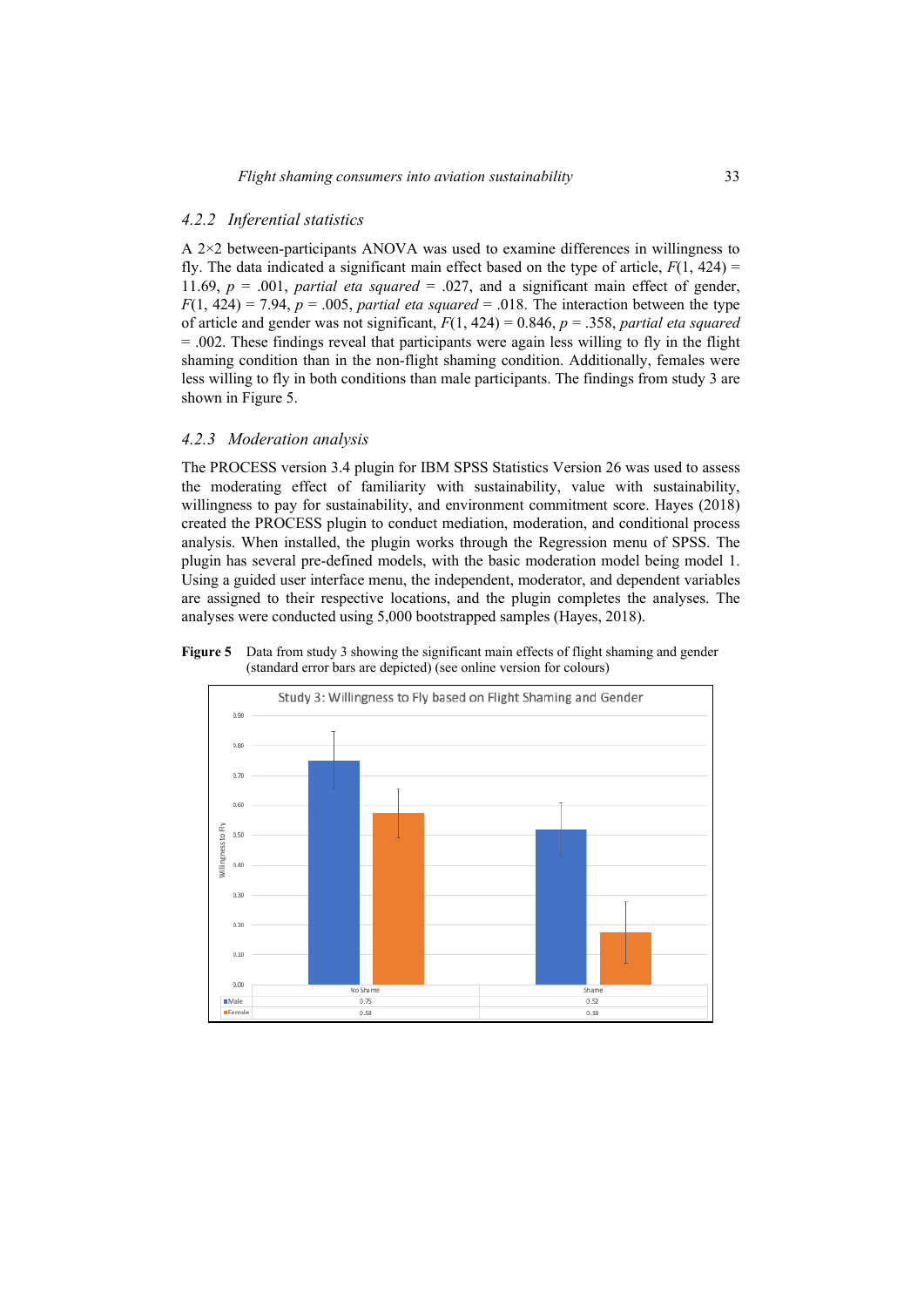### 4.2.2 Inferential statistics

A 2×2 between-participants ANOVA was used to examine differences in willingness to fly. The data indicated a significant main effect based on the type of article, $F(1, 424) = 11.69$, $p = .001$, *partial eta squared* = .027, and a significant main effect of gender, $F(1, 424) = 7.94$, $p = .005$, *partial eta squared* = .018. The interaction between the type of article and gender was not significant, $F(1, 424) = 0.846$, $p = .358$, *partial eta squared* = .002. These findings reveal that participants were again less willing to fly in the flight shaming condition than in the non-flight shaming condition. Additionally, females were less willing to fly in both conditions than male participants. The findings from study 3 are shown in Figure 5.

### 4.2.3 Moderation analysis

The PROCESS version 3.4 plugin for IBM SPSS Statistics Version 26 was used to assess the moderating effect of familiarity with sustainability, value with sustainability, willingness to pay for sustainability, and environment commitment score. Hayes (2018) created the PROCESS plugin to conduct mediation, moderation, and conditional process analysis. When installed, the plugin works through the Regression menu of SPSS. The plugin has several pre-defined models, with the basic moderation model being model 1. Using a guided user interface menu, the independent, moderator, and dependent variables are assigned to their respective locations, and the plugin completes the analyses. The analyses were conducted using 5,000 bootstrapped samples (Hayes, 2018).

**Figure 5** Data from study 3 showing the significant main effects of flight shaming and gender (standard error bars are depicted) (see online version for colours)

Study 3: Willingness to Fly based on Flight Shaming and Gender

| | No Shame | Shame |
|---|---|---|
| Male | 0.75 | 0.52 |
| Female | 0.58 | 0.18 |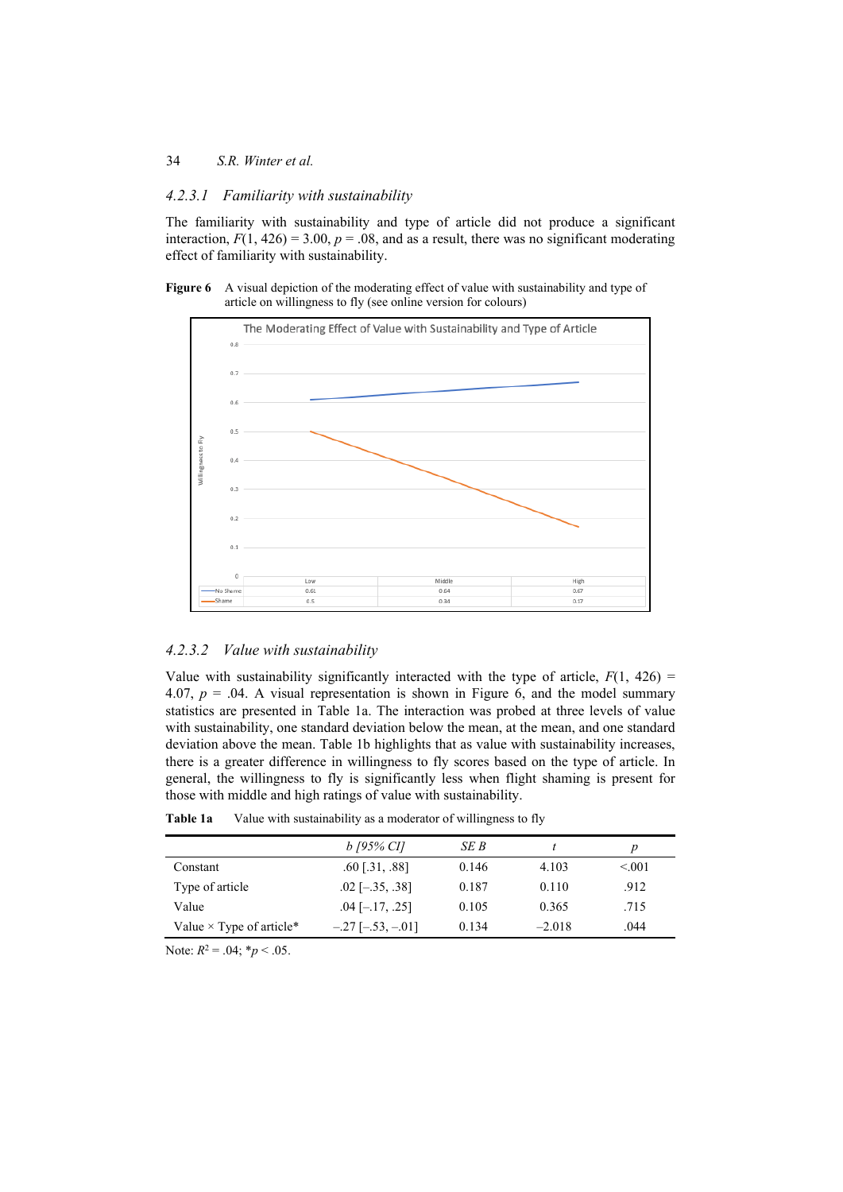#### 4.2.3.1 *Familiarity with sustainability*

The familiarity with sustainability and type of article did not produce a significant interaction, $F(1, 426) = 3.00$, $p = .08$, and as a result, there was no significant moderating effect of familiarity with sustainability.

**Figure 6** A visual depiction of the moderating effect of value with sustainability and type of article on willingness to fly (see online version for colours)

#### 4.2.3.2 *Value with sustainability*

Value with sustainability significantly interacted with the type of article, $F(1, 426) = 4.07$, $p = .04$. A visual representation is shown in Figure 6, and the model summary statistics are presented in Table 1a. The interaction was probed at three levels of value with sustainability, one standard deviation below the mean, at the mean, and one standard deviation above the mean. Table 1b highlights that as value with sustainability increases, there is a greater difference in willingness to fly scores based on the type of article. In general, the willingness to fly is significantly less when flight shaming is present for those with middle and high ratings of value with sustainability.

**Table 1a** Value with sustainability as a moderator of willingness to fly

| | *b [95% CI]* | *SE B* | *t* | *p* |
|---|---|---|---|---|
| Constant | .60 [.31, .88] | 0.146 | 4.103 | <.001 |
| Type of article | .02 [–.35, .38] | 0.187 | 0.110 | .912 |
| Value | .04 [–.17, .25] | 0.105 | 0.365 | .715 |
| Value × Type of article* | –.27 [–.53, –.01] | 0.134 | –2.018 | .044 |

Note: $R^2 = .04$; $*p < .05$.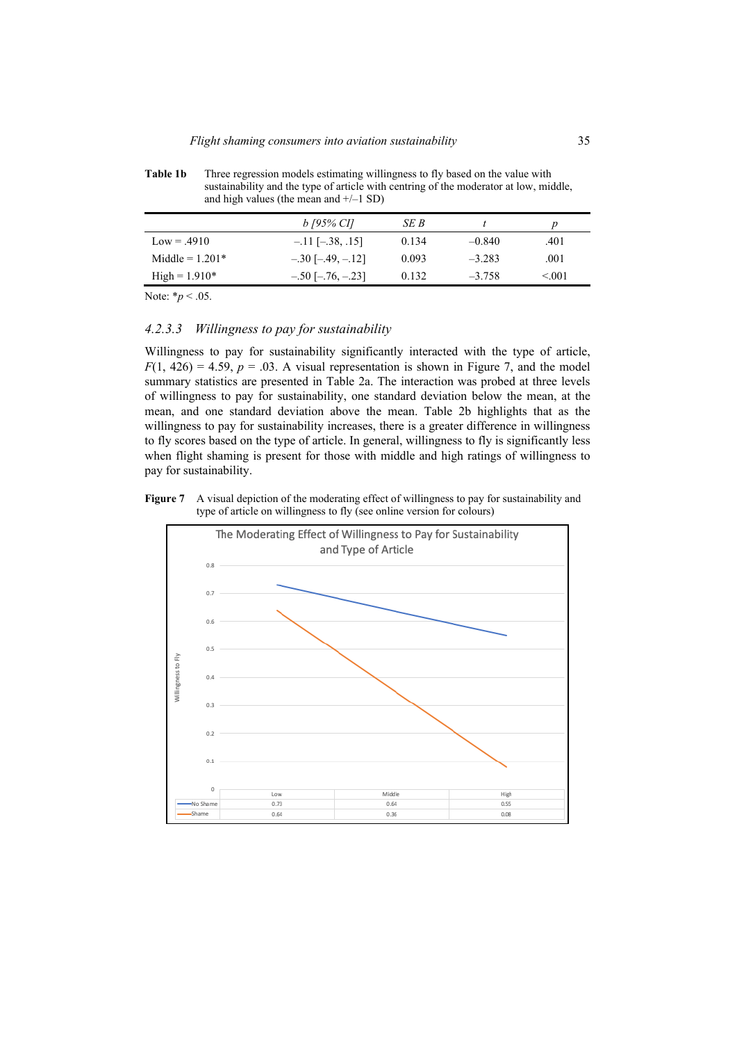**Table 1b** Three regression models estimating willingness to fly based on the value with sustainability and the type of article with centring of the moderator at low, middle, and high values (the mean and +/–1 SD)

| | *b [95% CI]* | *SE B* | *t* | *p* |
|---|---|---|---|---|
| Low = .4910 | –.11 [–.38, .15] | 0.134 | –0.840 | .401 |
| Middle = 1.201* | –.30 [–.49, –.12] | 0.093 | –3.283 | .001 |
| High = 1.910* | –.50 [–.76, –.23] | 0.132 | –3.758 | <.001 |

Note: *$p < .05$.

#### 4.2.3.3 *Willingness to pay for sustainability*

Willingness to pay for sustainability significantly interacted with the type of article, $F(1, 426) = 4.59$, $p = .03$. A visual representation is shown in Figure 7, and the model summary statistics are presented in Table 2a. The interaction was probed at three levels of willingness to pay for sustainability, one standard deviation below the mean, at the mean, and one standard deviation above the mean. Table 2b highlights that as the willingness to pay for sustainability increases, there is a greater difference in willingness to fly scores based on the type of article. In general, willingness to fly is significantly less when flight shaming is present for those with middle and high ratings of willingness to pay for sustainability.

**Figure 7** A visual depiction of the moderating effect of willingness to pay for sustainability and type of article on willingness to fly (see online version for colours)

The Moderating Effect of Willingness to Pay for Sustainability and Type of Article

| | Low | Middle | High |
|---|---|---|---|
| No Shame | 0.73 | 0.64 | 0.55 |
| Shame | 0.64 | 0.36 | 0.08 |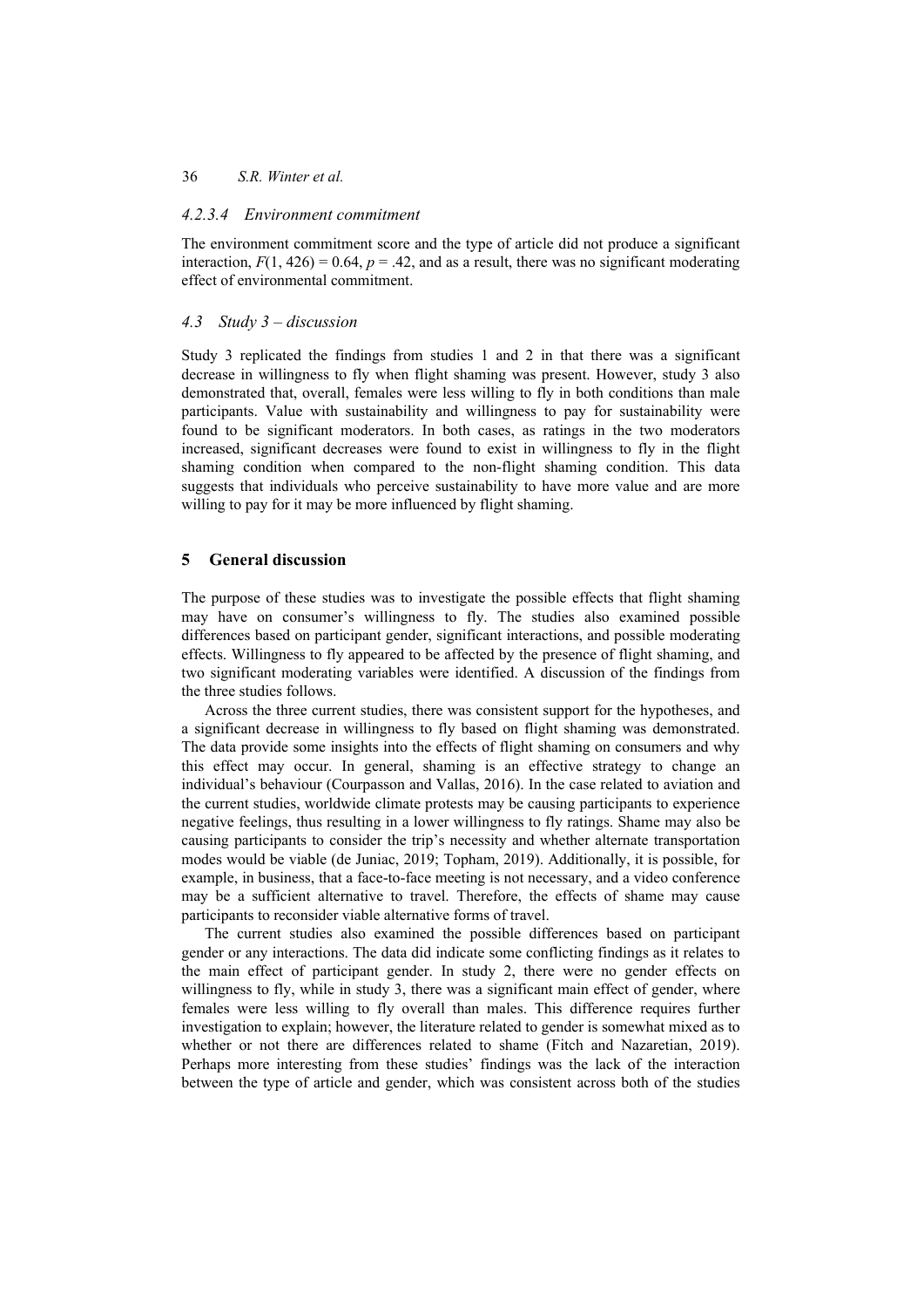#### 4.2.3.4 Environment commitment

The environment commitment score and the type of article did not produce a significant interaction, $F(1, 426) = 0.64$, $p = .42$, and as a result, there was no significant moderating effect of environmental commitment.

### 4.3 Study 3 – discussion

Study 3 replicated the findings from studies 1 and 2 in that there was a significant decrease in willingness to fly when flight shaming was present. However, study 3 also demonstrated that, overall, females were less willing to fly in both conditions than male participants. Value with sustainability and willingness to pay for sustainability were found to be significant moderators. In both cases, as ratings in the two moderators increased, significant decreases were found to exist in willingness to fly in the flight shaming condition when compared to the non-flight shaming condition. This data suggests that individuals who perceive sustainability to have more value and are more willing to pay for it may be more influenced by flight shaming.

## 5 General discussion

The purpose of these studies was to investigate the possible effects that flight shaming may have on consumer's willingness to fly. The studies also examined possible differences based on participant gender, significant interactions, and possible moderating effects. Willingness to fly appeared to be affected by the presence of flight shaming, and two significant moderating variables were identified. A discussion of the findings from the three studies follows.

Across the three current studies, there was consistent support for the hypotheses, and a significant decrease in willingness to fly based on flight shaming was demonstrated. The data provide some insights into the effects of flight shaming on consumers and why this effect may occur. In general, shaming is an effective strategy to change an individual's behaviour (Courpasson and Vallas, 2016). In the case related to aviation and the current studies, worldwide climate protests may be causing participants to experience negative feelings, thus resulting in a lower willingness to fly ratings. Shame may also be causing participants to consider the trip's necessity and whether alternate transportation modes would be viable (de Juniac, 2019; Topham, 2019). Additionally, it is possible, for example, in business, that a face-to-face meeting is not necessary, and a video conference may be a sufficient alternative to travel. Therefore, the effects of shame may cause participants to reconsider viable alternative forms of travel.

The current studies also examined the possible differences based on participant gender or any interactions. The data did indicate some conflicting findings as it relates to the main effect of participant gender. In study 2, there were no gender effects on willingness to fly, while in study 3, there was a significant main effect of gender, where females were less willing to fly overall than males. This difference requires further investigation to explain; however, the literature related to gender is somewhat mixed as to whether or not there are differences related to shame (Fitch and Nazaretian, 2019). Perhaps more interesting from these studies' findings was the lack of the interaction between the type of article and gender, which was consistent across both of the studies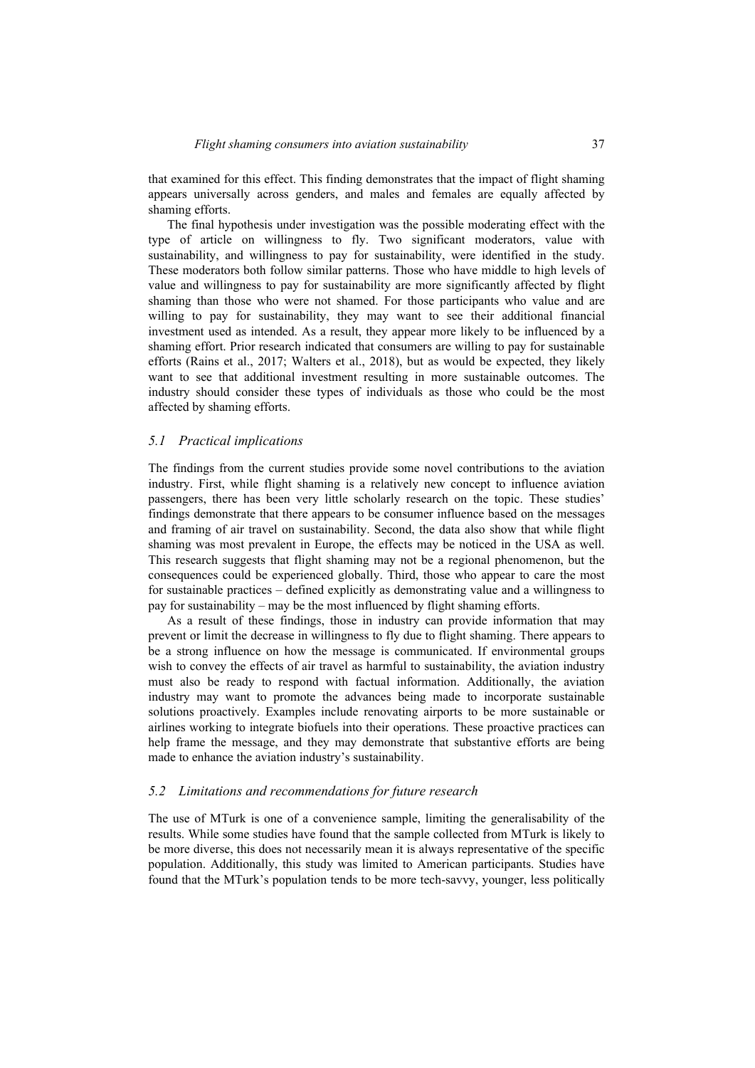that examined for this effect. This finding demonstrates that the impact of flight shaming appears universally across genders, and males and females are equally affected by shaming efforts.

The final hypothesis under investigation was the possible moderating effect with the type of article on willingness to fly. Two significant moderators, value with sustainability, and willingness to pay for sustainability, were identified in the study. These moderators both follow similar patterns. Those who have middle to high levels of value and willingness to pay for sustainability are more significantly affected by flight shaming than those who were not shamed. For those participants who value and are willing to pay for sustainability, they may want to see their additional financial investment used as intended. As a result, they appear more likely to be influenced by a shaming effort. Prior research indicated that consumers are willing to pay for sustainable efforts (Rains et al., 2017; Walters et al., 2018), but as would be expected, they likely want to see that additional investment resulting in more sustainable outcomes. The industry should consider these types of individuals as those who could be the most affected by shaming efforts.

### *5.1 Practical implications*

The findings from the current studies provide some novel contributions to the aviation industry. First, while flight shaming is a relatively new concept to influence aviation passengers, there has been very little scholarly research on the topic. These studies' findings demonstrate that there appears to be consumer influence based on the messages and framing of air travel on sustainability. Second, the data also show that while flight shaming was most prevalent in Europe, the effects may be noticed in the USA as well. This research suggests that flight shaming may not be a regional phenomenon, but the consequences could be experienced globally. Third, those who appear to care the most for sustainable practices – defined explicitly as demonstrating value and a willingness to pay for sustainability – may be the most influenced by flight shaming efforts.

As a result of these findings, those in industry can provide information that may prevent or limit the decrease in willingness to fly due to flight shaming. There appears to be a strong influence on how the message is communicated. If environmental groups wish to convey the effects of air travel as harmful to sustainability, the aviation industry must also be ready to respond with factual information. Additionally, the aviation industry may want to promote the advances being made to incorporate sustainable solutions proactively. Examples include renovating airports to be more sustainable or airlines working to integrate biofuels into their operations. These proactive practices can help frame the message, and they may demonstrate that substantive efforts are being made to enhance the aviation industry's sustainability.

### *5.2 Limitations and recommendations for future research*

The use of MTurk is one of a convenience sample, limiting the generalisability of the results. While some studies have found that the sample collected from MTurk is likely to be more diverse, this does not necessarily mean it is always representative of the specific population. Additionally, this study was limited to American participants. Studies have found that the MTurk's population tends to be more tech-savvy, younger, less politically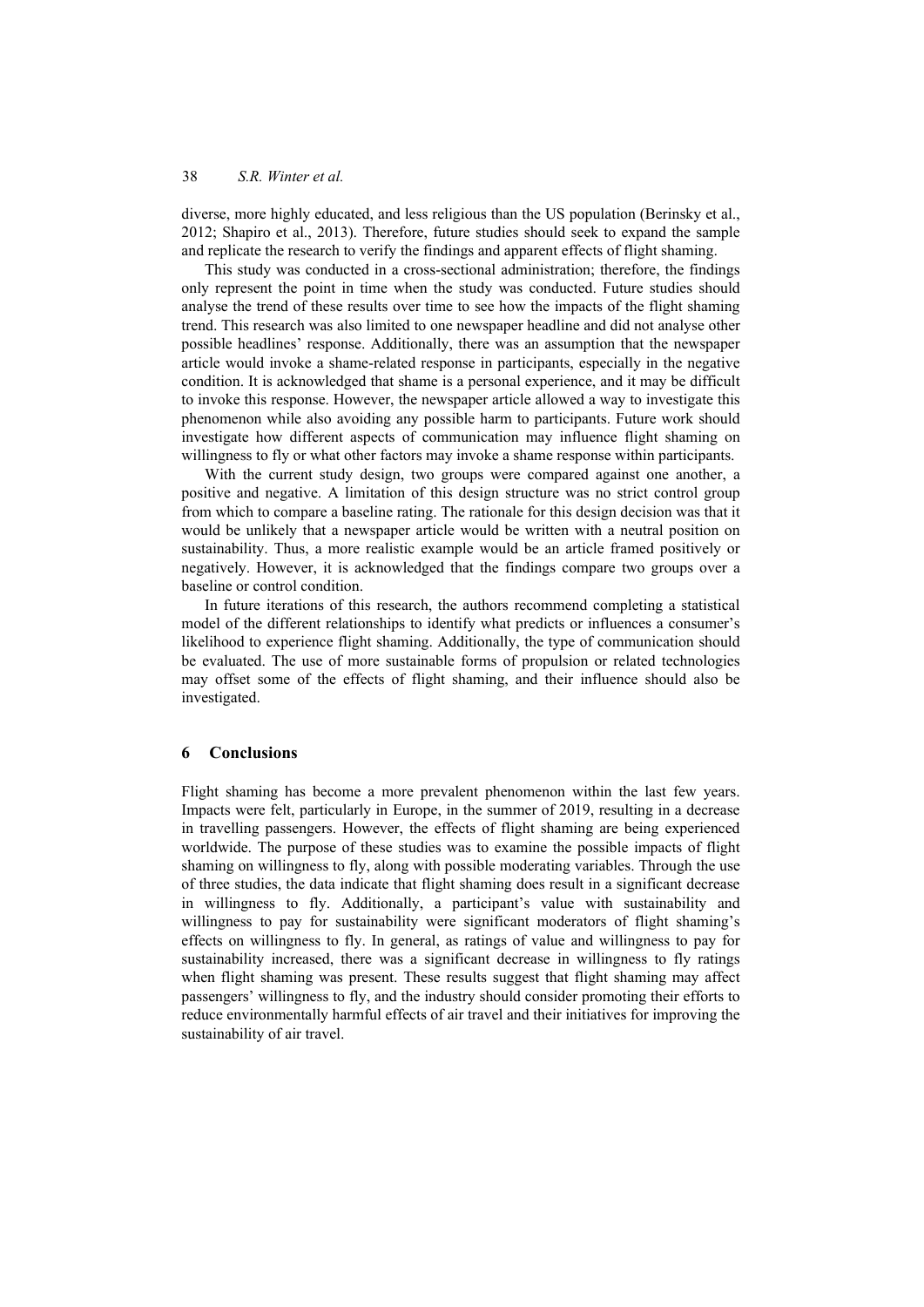diverse, more highly educated, and less religious than the US population (Berinsky et al., 2012; Shapiro et al., 2013). Therefore, future studies should seek to expand the sample and replicate the research to verify the findings and apparent effects of flight shaming.

This study was conducted in a cross-sectional administration; therefore, the findings only represent the point in time when the study was conducted. Future studies should analyse the trend of these results over time to see how the impacts of the flight shaming trend. This research was also limited to one newspaper headline and did not analyse other possible headlines' response. Additionally, there was an assumption that the newspaper article would invoke a shame-related response in participants, especially in the negative condition. It is acknowledged that shame is a personal experience, and it may be difficult to invoke this response. However, the newspaper article allowed a way to investigate this phenomenon while also avoiding any possible harm to participants. Future work should investigate how different aspects of communication may influence flight shaming on willingness to fly or what other factors may invoke a shame response within participants.

With the current study design, two groups were compared against one another, a positive and negative. A limitation of this design structure was no strict control group from which to compare a baseline rating. The rationale for this design decision was that it would be unlikely that a newspaper article would be written with a neutral position on sustainability. Thus, a more realistic example would be an article framed positively or negatively. However, it is acknowledged that the findings compare two groups over a baseline or control condition.

In future iterations of this research, the authors recommend completing a statistical model of the different relationships to identify what predicts or influences a consumer's likelihood to experience flight shaming. Additionally, the type of communication should be evaluated. The use of more sustainable forms of propulsion or related technologies may offset some of the effects of flight shaming, and their influence should also be investigated.

## 6 Conclusions

Flight shaming has become a more prevalent phenomenon within the last few years. Impacts were felt, particularly in Europe, in the summer of 2019, resulting in a decrease in travelling passengers. However, the effects of flight shaming are being experienced worldwide. The purpose of these studies was to examine the possible impacts of flight shaming on willingness to fly, along with possible moderating variables. Through the use of three studies, the data indicate that flight shaming does result in a significant decrease in willingness to fly. Additionally, a participant's value with sustainability and willingness to pay for sustainability were significant moderators of flight shaming's effects on willingness to fly. In general, as ratings of value and willingness to pay for sustainability increased, there was a significant decrease in willingness to fly ratings when flight shaming was present. These results suggest that flight shaming may affect passengers' willingness to fly, and the industry should consider promoting their efforts to reduce environmentally harmful effects of air travel and their initiatives for improving the sustainability of air travel.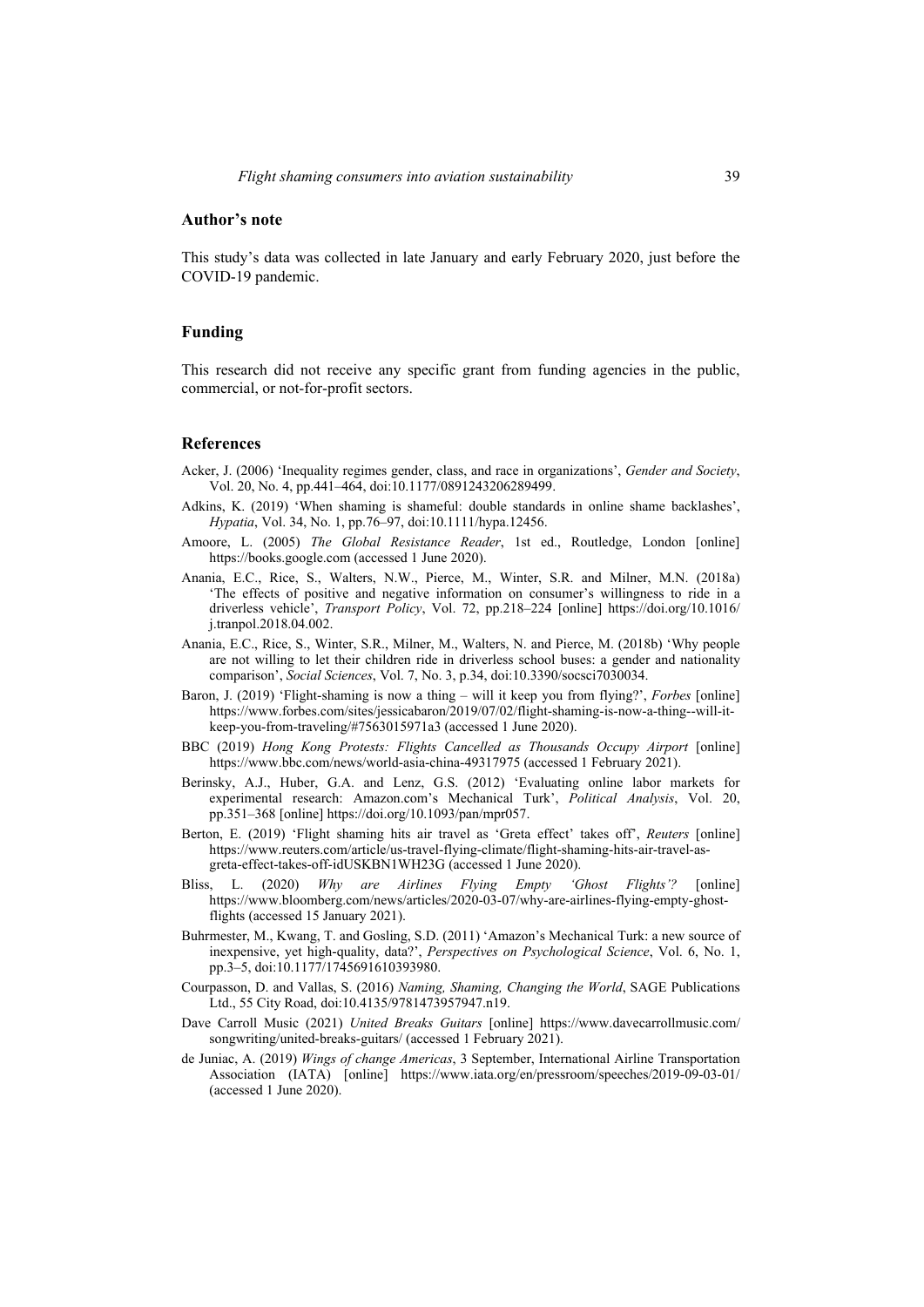## Author's note

This study's data was collected in late January and early February 2020, just before the COVID-19 pandemic.

## Funding

This research did not receive any specific grant from funding agencies in the public, commercial, or not-for-profit sectors.

## References

Acker, J. (2006) 'Inequality regimes gender, class, and race in organizations', *Gender and Society*, Vol. 20, No. 4, pp.441–464, doi:10.1177/0891243206289499.

Adkins, K. (2019) 'When shaming is shameful: double standards in online shame backlashes', *Hypatia*, Vol. 34, No. 1, pp.76–97, doi:10.1111/hypa.12456.

Amoore, L. (2005) *The Global Resistance Reader*, 1st ed., Routledge, London [online] https://books.google.com (accessed 1 June 2020).

Anania, E.C., Rice, S., Walters, N.W., Pierce, M., Winter, S.R. and Milner, M.N. (2018a) 'The effects of positive and negative information on consumer's willingness to ride in a driverless vehicle', *Transport Policy*, Vol. 72, pp.218–224 [online] https://doi.org/10.1016/j.tranpol.2018.04.002.

Anania, E.C., Rice, S., Winter, S.R., Milner, M., Walters, N. and Pierce, M. (2018b) 'Why people are not willing to let their children ride in driverless school buses: a gender and nationality comparison', *Social Sciences*, Vol. 7, No. 3, p.34, doi:10.3390/socsci7030034.

Baron, J. (2019) 'Flight-shaming is now a thing – will it keep you from flying?', *Forbes* [online] https://www.forbes.com/sites/jessicabaron/2019/07/02/flight-shaming-is-now-a-thing--will-it-keep-you-from-traveling/#7563015971a3 (accessed 1 June 2020).

BBC (2019) *Hong Kong Protests: Flights Cancelled as Thousands Occupy Airport* [online] https://www.bbc.com/news/world-asia-china-49317975 (accessed 1 February 2021).

Berinsky, A.J., Huber, G.A. and Lenz, G.S. (2012) 'Evaluating online labor markets for experimental research: Amazon.com's Mechanical Turk', *Political Analysis*, Vol. 20, pp.351–368 [online] https://doi.org/10.1093/pan/mpr057.

Berton, E. (2019) 'Flight shaming hits air travel as 'Greta effect' takes off', *Reuters* [online] https://www.reuters.com/article/us-travel-flying-climate/flight-shaming-hits-air-travel-as-greta-effect-takes-off-idUSKBN1WH23G (accessed 1 June 2020).

Bliss, L. (2020) *Why are Airlines Flying Empty 'Ghost Flights'?* [online] https://www.bloomberg.com/news/articles/2020-03-07/why-are-airlines-flying-empty-ghost-flights (accessed 15 January 2021).

Buhrmester, M., Kwang, T. and Gosling, S.D. (2011) 'Amazon's Mechanical Turk: a new source of inexpensive, yet high-quality, data?', *Perspectives on Psychological Science*, Vol. 6, No. 1, pp.3–5, doi:10.1177/1745691610393980.

Courpasson, D. and Vallas, S. (2016) *Naming, Shaming, Changing the World*, SAGE Publications Ltd., 55 City Road, doi:10.4135/9781473957947.n19.

Dave Carroll Music (2021) *United Breaks Guitars* [online] https://www.davecarrollmusic.com/songwriting/united-breaks-guitars/ (accessed 1 February 2021).

de Juniac, A. (2019) *Wings of change Americas*, 3 September, International Airline Transportation Association (IATA) [online] https://www.iata.org/en/pressroom/speeches/2019-09-03-01/ (accessed 1 June 2020).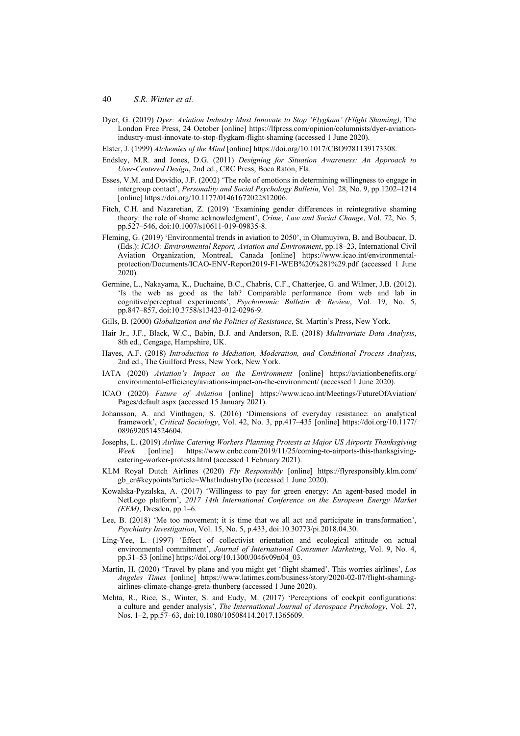Dyer, G. (2019) *Dyer: Aviation Industry Must Innovate to Stop 'Flygkam' (Flight Shaming)*, The London Free Press, 24 October [online] https://lfpress.com/opinion/columnists/dyer-aviation-industry-must-innovate-to-stop-flygkam-flight-shaming (accessed 1 June 2020).

Elster, J. (1999) *Alchemies of the Mind* [online] https://doi.org/10.1017/CBO9781139173308.

Endsley, M.R. and Jones, D.G. (2011) *Designing for Situation Awareness: An Approach to User-Centered Design*, 2nd ed., CRC Press, Boca Raton, Fla.

Esses, V.M. and Dovidio, J.F. (2002) 'The role of emotions in determining willingness to engage in intergroup contact', *Personality and Social Psychology Bulletin*, Vol. 28, No. 9, pp.1202–1214 [online] https://doi.org/10.1177/01461672022812006.

Fitch, C.H. and Nazaretian, Z. (2019) 'Examining gender differences in reintegrative shaming theory: the role of shame acknowledgment', *Crime, Law and Social Change*, Vol. 72, No. 5, pp.527–546, doi:10.1007/s10611-019-09835-8.

Fleming, G. (2019) 'Environmental trends in aviation to 2050', in Olumuyiwa, B. and Boubacar, D. (Eds.): *ICAO: Environmental Report, Aviation and Environment*, pp.18–23, International Civil Aviation Organization, Montreal, Canada [online] https://www.icao.int/environmental-protection/Documents/ICAO-ENV-Report2019-F1-WEB%20%281%29.pdf (accessed 1 June 2020).

Germine, L., Nakayama, K., Duchaine, B.C., Chabris, C.F., Chatterjee, G. and Wilmer, J.B. (2012). 'Is the web as good as the lab? Comparable performance from web and lab in cognitive/perceptual experiments', *Psychonomic Bulletin & Review*, Vol. 19, No. 5, pp.847–857, doi:10.3758/s13423-012-0296-9.

Gills, B. (2000) *Globalization and the Politics of Resistance*, St. Martin's Press, New York.

Hair Jr., J.F., Black, W.C., Babin, B.J. and Anderson, R.E. (2018) *Multivariate Data Analysis*, 8th ed., Cengage, Hampshire, UK.

Hayes, A.F. (2018) *Introduction to Mediation, Moderation, and Conditional Process Analysis*, 2nd ed., The Guilford Press, New York, New York.

IATA (2020) *Aviation's Impact on the Environment* [online] https://aviationbenefits.org/environmental-efficiency/aviations-impact-on-the-environment/ (accessed 1 June 2020).

ICAO (2020) *Future of Aviation* [online] https://www.icao.int/Meetings/FutureOfAviation/Pages/default.aspx (accessed 15 January 2021).

Johansson, A. and Vinthagen, S. (2016) 'Dimensions of everyday resistance: an analytical framework', *Critical Sociology*, Vol. 42, No. 3, pp.417–435 [online] https://doi.org/10.1177/0896920514524604.

Josephs, L. (2019) *Airline Catering Workers Planning Protests at Major US Airports Thanksgiving Week* [online] https://www.cnbc.com/2019/11/25/coming-to-airports-this-thanksgiving-catering-worker-protests.html (accessed 1 February 2021).

KLM Royal Dutch Airlines (2020) *Fly Responsibly* [online] https://flyresponsibly.klm.com/gb_en#keypoints?article=WhatIndustryDo (accessed 1 June 2020).

Kowalska-Pyzalska, A. (2017) 'Willingess to pay for green energy: An agent-based model in NetLogo platform', *2017 14th International Conference on the European Energy Market (EEM)*, Dresden, pp.1–6.

Lee, B. (2018) 'Me too movement; it is time that we all act and participate in transformation', *Psychiatry Investigation*, Vol. 15, No. 5, p.433, doi:10.30773/pi.2018.04.30.

Ling-Yee, L. (1997) 'Effect of collectivist orientation and ecological attitude on actual environmental commitment', *Journal of International Consumer Marketing*, Vol. 9, No. 4, pp.31–53 [online] https://doi.org/10.1300/J046v09n04_03.

Martin, H. (2020) 'Travel by plane and you might get 'flight shamed'. This worries airlines', *Los Angeles Times* [online] https://www.latimes.com/business/story/2020-02-07/flight-shaming-airlines-climate-change-greta-thunberg (accessed 1 June 2020).

Mehta, R., Rice, S., Winter, S. and Eudy, M. (2017) 'Perceptions of cockpit configurations: a culture and gender analysis', *The International Journal of Aerospace Psychology*, Vol. 27, Nos. 1–2, pp.57–63, doi:10.1080/10508414.2017.1365609.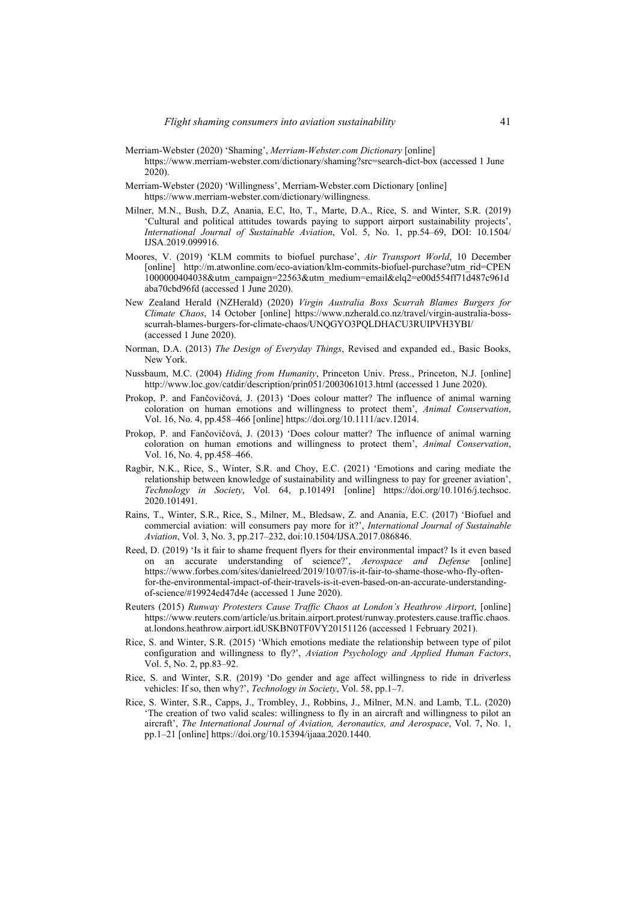Merriam-Webster (2020) 'Shaming', *Merriam-Webster.com Dictionary* [online] https://www.merriam-webster.com/dictionary/shaming?src=search-dict-box (accessed 1 June 2020).

Merriam-Webster (2020) 'Willingness', Merriam-Webster.com Dictionary [online] https://www.merriam-webster.com/dictionary/willingness.

Milner, M.N., Bush, D.Z, Anania, E.C, Ito, T., Marte, D.A., Rice, S. and Winter, S.R. (2019) 'Cultural and political attitudes towards paying to support airport sustainability projects', *International Journal of Sustainable Aviation*, Vol. 5, No. 1, pp.54–69, DOI: 10.1504/IJSA.2019.099916.

Moores, V. (2019) 'KLM commits to biofuel purchase', *Air Transport World*, 10 December [online] http://m.atwonline.com/eco-aviation/klm-commits-biofuel-purchase?utm_rid=CPEN1000000404038&utm_campaign=22563&utm_medium=email&elq2=e00d554ff71d487c961daba70cbd96fd (accessed 1 June 2020).

New Zealand Herald (NZHerald) (2020) *Virgin Australia Boss Scurrah Blames Burgers for Climate Chaos*, 14 October [online] https://www.nzherald.co.nz/travel/virgin-australia-boss-scurrah-blames-burgers-for-climate-chaos/UNQGYO3PQLDHACU3RUIPVH3YBI/ (accessed 1 June 2020).

Norman, D.A. (2013) *The Design of Everyday Things*, Revised and expanded ed., Basic Books, New York.

Nussbaum, M.C. (2004) *Hiding from Humanity*, Princeton Univ. Press., Princeton, N.J. [online] http://www.loc.gov/catdir/description/prin051/2003061013.html (accessed 1 June 2020).

Prokop, P. and Fančovičová, J. (2013) 'Does colour matter? The influence of animal warning coloration on human emotions and willingness to protect them', *Animal Conservation*, Vol. 16, No. 4, pp.458–466 [online] https://doi.org/10.1111/acv.12014.

Prokop, P. and Fančovičová, J. (2013) 'Does colour matter? The influence of animal warning coloration on human emotions and willingness to protect them', *Animal Conservation*, Vol. 16, No. 4, pp.458–466.

Ragbir, N.K., Rice, S., Winter, S.R. and Choy, E.C. (2021) 'Emotions and caring mediate the relationship between knowledge of sustainability and willingness to pay for greener aviation', *Technology in Society*, Vol. 64, p.101491 [online] https://doi.org/10.1016/j.techsoc.2020.101491.

Rains, T., Winter, S.R., Rice, S., Milner, M., Bledsaw, Z. and Anania, E.C. (2017) 'Biofuel and commercial aviation: will consumers pay more for it?', *International Journal of Sustainable Aviation*, Vol. 3, No. 3, pp.217–232, doi:10.1504/IJSA.2017.086846.

Reed, D. (2019) 'Is it fair to shame frequent flyers for their environmental impact? Is it even based on an accurate understanding of science?', *Aerospace and Defense* [online] https://www.forbes.com/sites/danielreed/2019/10/07/is-it-fair-to-shame-those-who-fly-often-for-the-environmental-impact-of-their-travels-is-it-even-based-on-an-accurate-understanding-of-science/#19924ed47d4e (accessed 1 June 2020).

Reuters (2015) *Runway Protesters Cause Traffic Chaos at London's Heathrow Airport*, [online] https://www.reuters.com/article/us.britain.airport.protest/runway.protesters.cause.traffic.chaos.at.londons.heathrow.airport.idUSKBN0TF0VY20151126 (accessed 1 February 2021).

Rice, S. and Winter, S.R. (2015) 'Which emotions mediate the relationship between type of pilot configuration and willingness to fly?', *Aviation Psychology and Applied Human Factors*, Vol. 5, No. 2, pp.83–92.

Rice, S. and Winter, S.R. (2019) 'Do gender and age affect willingness to ride in driverless vehicles: If so, then why?', *Technology in Society*, Vol. 58, pp.1–7.

Rice, S. Winter, S.R., Capps, J., Trombley, J., Robbins, J., Milner, M.N. and Lamb, T.L. (2020) 'The creation of two valid scales: willingness to fly in an aircraft and willingness to pilot an aircraft', *The International Journal of Aviation, Aeronautics, and Aerospace*, Vol. 7, No. 1, pp.1–21 [online] https://doi.org/10.15394/ijaaa.2020.1440.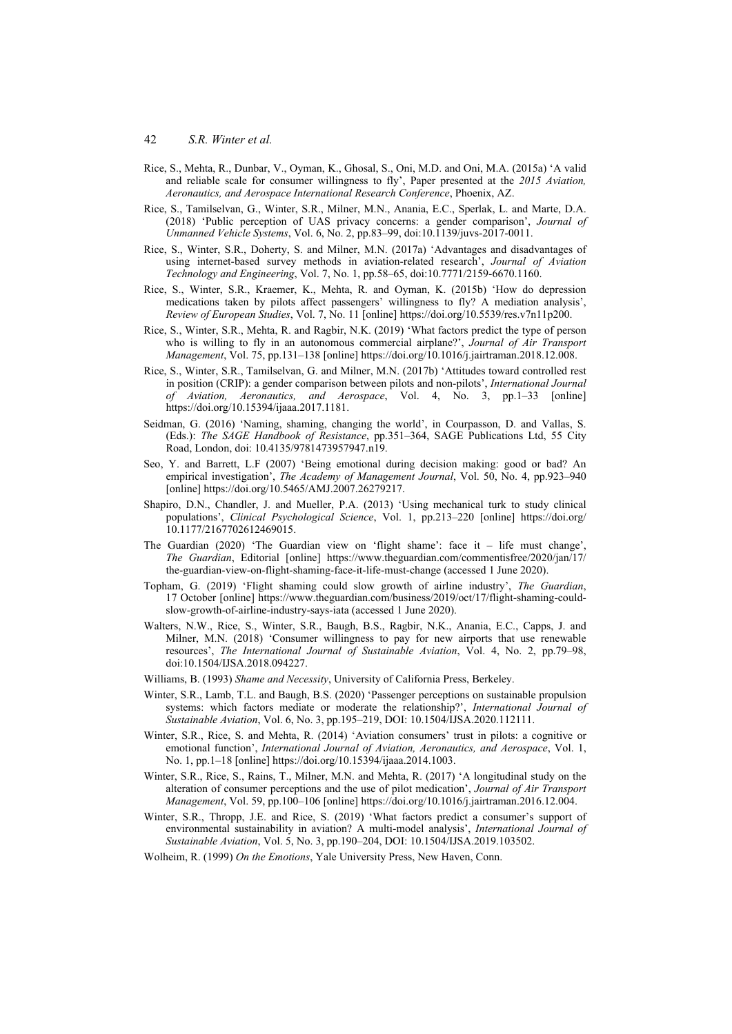Rice, S., Mehta, R., Dunbar, V., Oyman, K., Ghosal, S., Oni, M.D. and Oni, M.A. (2015a) 'A valid and reliable scale for consumer willingness to fly', Paper presented at the *2015 Aviation, Aeronautics, and Aerospace International Research Conference*, Phoenix, AZ.

Rice, S., Tamilselvan, G., Winter, S.R., Milner, M.N., Anania, E.C., Sperlak, L. and Marte, D.A. (2018) 'Public perception of UAS privacy concerns: a gender comparison', *Journal of Unmanned Vehicle Systems*, Vol. 6, No. 2, pp.83–99, doi:10.1139/juvs-2017-0011.

Rice, S., Winter, S.R., Doherty, S. and Milner, M.N. (2017a) 'Advantages and disadvantages of using internet-based survey methods in aviation-related research', *Journal of Aviation Technology and Engineering*, Vol. 7, No. 1, pp.58–65, doi:10.7771/2159-6670.1160.

Rice, S., Winter, S.R., Kraemer, K., Mehta, R. and Oyman, K. (2015b) 'How do depression medications taken by pilots affect passengers' willingness to fly? A mediation analysis', *Review of European Studies*, Vol. 7, No. 11 [online] https://doi.org/10.5539/res.v7n11p200.

Rice, S., Winter, S.R., Mehta, R. and Ragbir, N.K. (2019) 'What factors predict the type of person who is willing to fly in an autonomous commercial airplane?', *Journal of Air Transport Management*, Vol. 75, pp.131–138 [online] https://doi.org/10.1016/j.jairtraman.2018.12.008.

Rice, S., Winter, S.R., Tamilselvan, G. and Milner, M.N. (2017b) 'Attitudes toward controlled rest in position (CRIP): a gender comparison between pilots and non-pilots', *International Journal of Aviation, Aeronautics, and Aerospace*, Vol. 4, No. 3, pp.1–33 [online] https://doi.org/10.15394/ijaaa.2017.1181.

Seidman, G. (2016) 'Naming, shaming, changing the world', in Courpasson, D. and Vallas, S. (Eds.): *The SAGE Handbook of Resistance*, pp.351–364, SAGE Publications Ltd, 55 City Road, London, doi: 10.4135/9781473957947.n19.

Seo, Y. and Barrett, L.F (2007) 'Being emotional during decision making: good or bad? An empirical investigation', *The Academy of Management Journal*, Vol. 50, No. 4, pp.923–940 [online] https://doi.org/10.5465/AMJ.2007.26279217.

Shapiro, D.N., Chandler, J. and Mueller, P.A. (2013) 'Using mechanical turk to study clinical populations', *Clinical Psychological Science*, Vol. 1, pp.213–220 [online] https://doi.org/10.1177/2167702612469015.

The Guardian (2020) 'The Guardian view on 'flight shame': face it – life must change', *The Guardian*, Editorial [online] https://www.theguardian.com/commentisfree/2020/jan/17/the-guardian-view-on-flight-shaming-face-it-life-must-change (accessed 1 June 2020).

Topham, G. (2019) 'Flight shaming could slow growth of airline industry', *The Guardian*, 17 October [online] https://www.theguardian.com/business/2019/oct/17/flight-shaming-could-slow-growth-of-airline-industry-says-iata (accessed 1 June 2020).

Walters, N.W., Rice, S., Winter, S.R., Baugh, B.S., Ragbir, N.K., Anania, E.C., Capps, J. and Milner, M.N. (2018) 'Consumer willingness to pay for new airports that use renewable resources', *The International Journal of Sustainable Aviation*, Vol. 4, No. 2, pp.79–98, doi:10.1504/IJSA.2018.094227.

Williams, B. (1993) *Shame and Necessity*, University of California Press, Berkeley.

Winter, S.R., Lamb, T.L. and Baugh, B.S. (2020) 'Passenger perceptions on sustainable propulsion systems: which factors mediate or moderate the relationship?', *International Journal of Sustainable Aviation*, Vol. 6, No. 3, pp.195–219, DOI: 10.1504/IJSA.2020.112111.

Winter, S.R., Rice, S. and Mehta, R. (2014) 'Aviation consumers' trust in pilots: a cognitive or emotional function', *International Journal of Aviation, Aeronautics, and Aerospace*, Vol. 1, No. 1, pp.1–18 [online] https://doi.org/10.15394/ijaaa.2014.1003.

Winter, S.R., Rice, S., Rains, T., Milner, M.N. and Mehta, R. (2017) 'A longitudinal study on the alteration of consumer perceptions and the use of pilot medication', *Journal of Air Transport Management*, Vol. 59, pp.100–106 [online] https://doi.org/10.1016/j.jairtraman.2016.12.004.

Winter, S.R., Thropp, J.E. and Rice, S. (2019) 'What factors predict a consumer's support of environmental sustainability in aviation? A multi-model analysis', *International Journal of Sustainable Aviation*, Vol. 5, No. 3, pp.190–204, DOI: 10.1504/IJSA.2019.103502.

Wolheim, R. (1999) *On the Emotions*, Yale University Press, New Haven, Conn.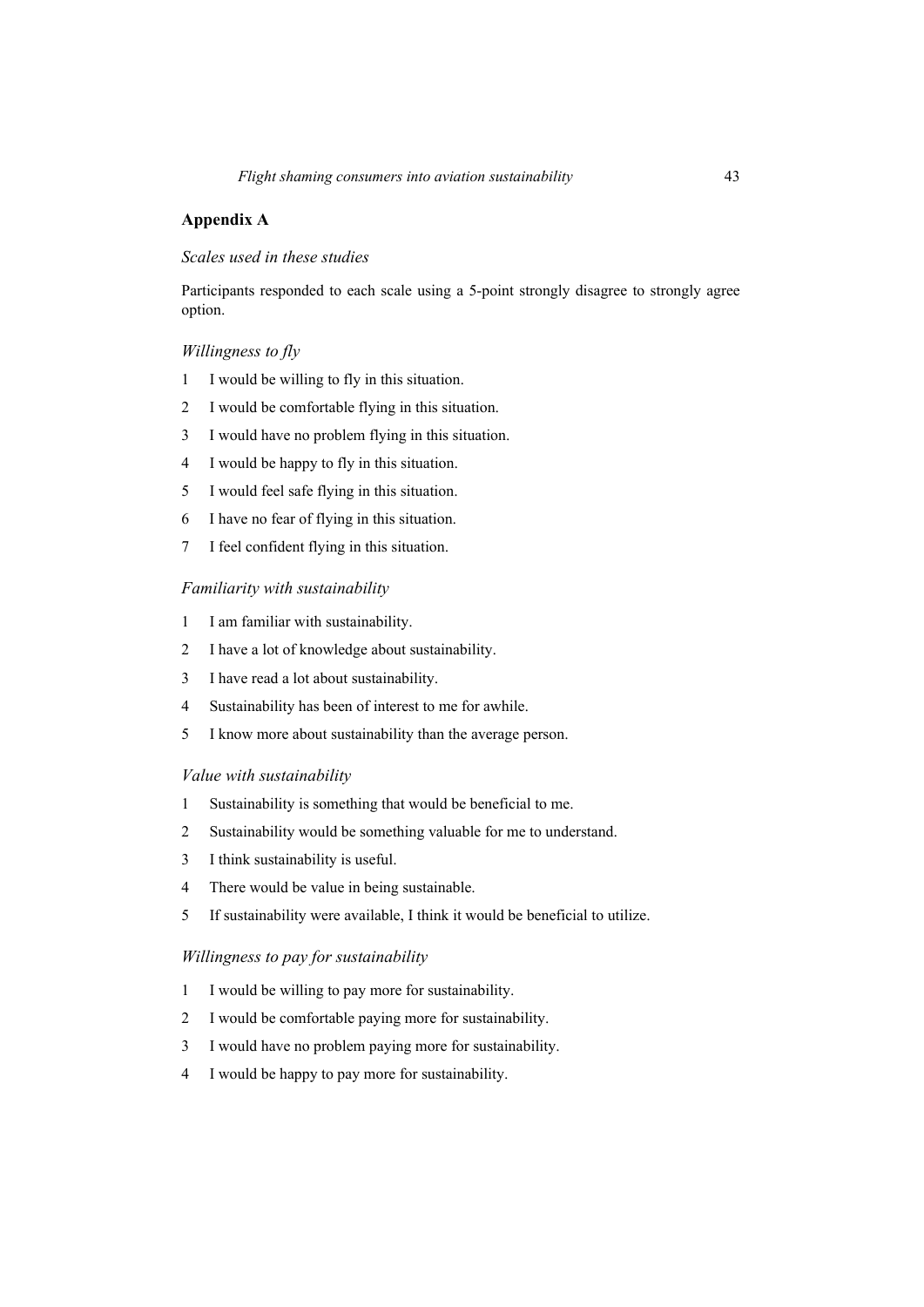## Appendix A

### *Scales used in these studies*

Participants responded to each scale using a 5-point strongly disagree to strongly agree option.

#### *Willingness to fly*

1. I would be willing to fly in this situation.
2. I would be comfortable flying in this situation.
3. I would have no problem flying in this situation.
4. I would be happy to fly in this situation.
5. I would feel safe flying in this situation.
6. I have no fear of flying in this situation.
7. I feel confident flying in this situation.

#### *Familiarity with sustainability*

1. I am familiar with sustainability.
2. I have a lot of knowledge about sustainability.
3. I have read a lot about sustainability.
4. Sustainability has been of interest to me for awhile.
5. I know more about sustainability than the average person.

#### *Value with sustainability*

1. Sustainability is something that would be beneficial to me.
2. Sustainability would be something valuable for me to understand.
3. I think sustainability is useful.
4. There would be value in being sustainable.
5. If sustainability were available, I think it would be beneficial to utilize.

#### *Willingness to pay for sustainability*

1. I would be willing to pay more for sustainability.
2. I would be comfortable paying more for sustainability.
3. I would have no problem paying more for sustainability.
4. I would be happy to pay more for sustainability.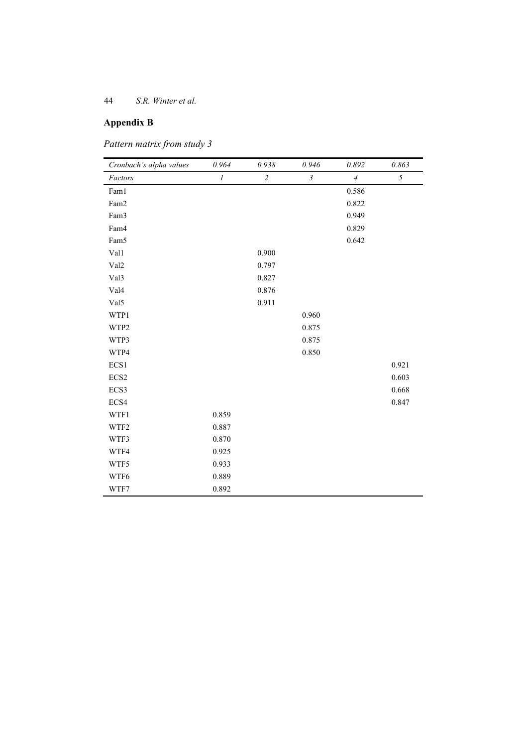## Appendix B

*Pattern matrix from study 3*

| *Cronbach's alpha values* | *0.964* | *0.938* | *0.946* | *0.892* | *0.863* |
|---|---|---|---|---|---|
| *Factors* | *1* | *2* | *3* | *4* | *5* |
| Fam1 | | | | 0.586 | |
| Fam2 | | | | 0.822 | |
| Fam3 | | | | 0.949 | |
| Fam4 | | | | 0.829 | |
| Fam5 | | | | 0.642 | |
| Val1 | | 0.900 | | | |
| Val2 | | 0.797 | | | |
| Val3 | | 0.827 | | | |
| Val4 | | 0.876 | | | |
| Val5 | | 0.911 | | | |
| WTP1 | | | 0.960 | | |
| WTP2 | | | 0.875 | | |
| WTP3 | | | 0.875 | | |
| WTP4 | | | 0.850 | | |
| ECS1 | | | | | 0.921 |
| ECS2 | | | | | 0.603 |
| ECS3 | | | | | 0.668 |
| ECS4 | | | | | 0.847 |
| WTF1 | 0.859 | | | | |
| WTF2 | 0.887 | | | | |
| WTF3 | 0.870 | | | | |
| WTF4 | 0.925 | | | | |
| WTF5 | 0.933 | | | | |
| WTF6 | 0.889 | | | | |
| WTF7 | 0.892 | | | | |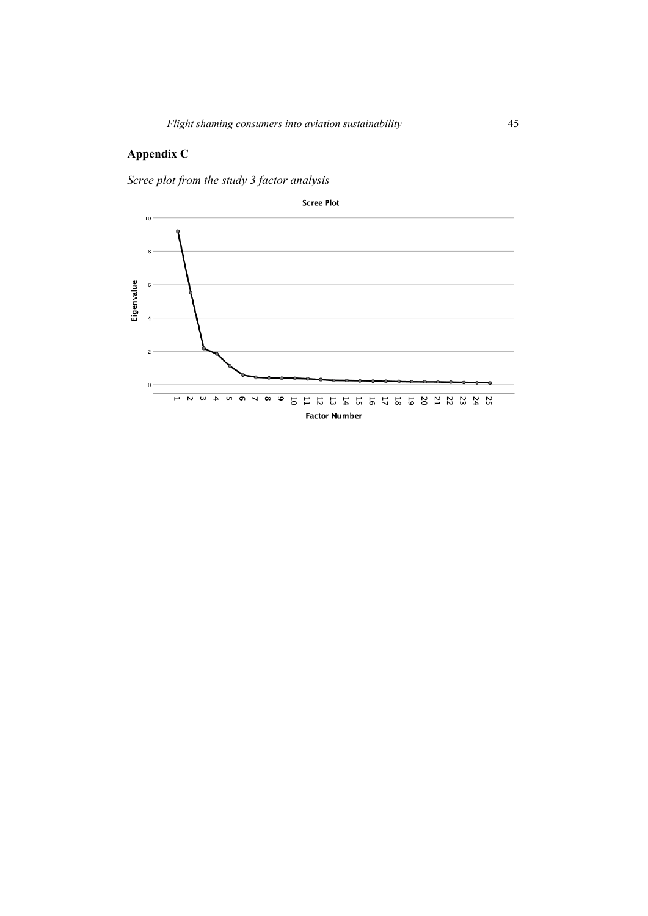## Appendix C

*Scree plot from the study 3 factor analysis*

Scree Plot

Eigenvalue

10
8
6
4
2
0

1 2 3 4 5 6 7 8 9 10 11 12 13 14 15 16 17 18 19 20 21 22 23 24 25

Factor Number